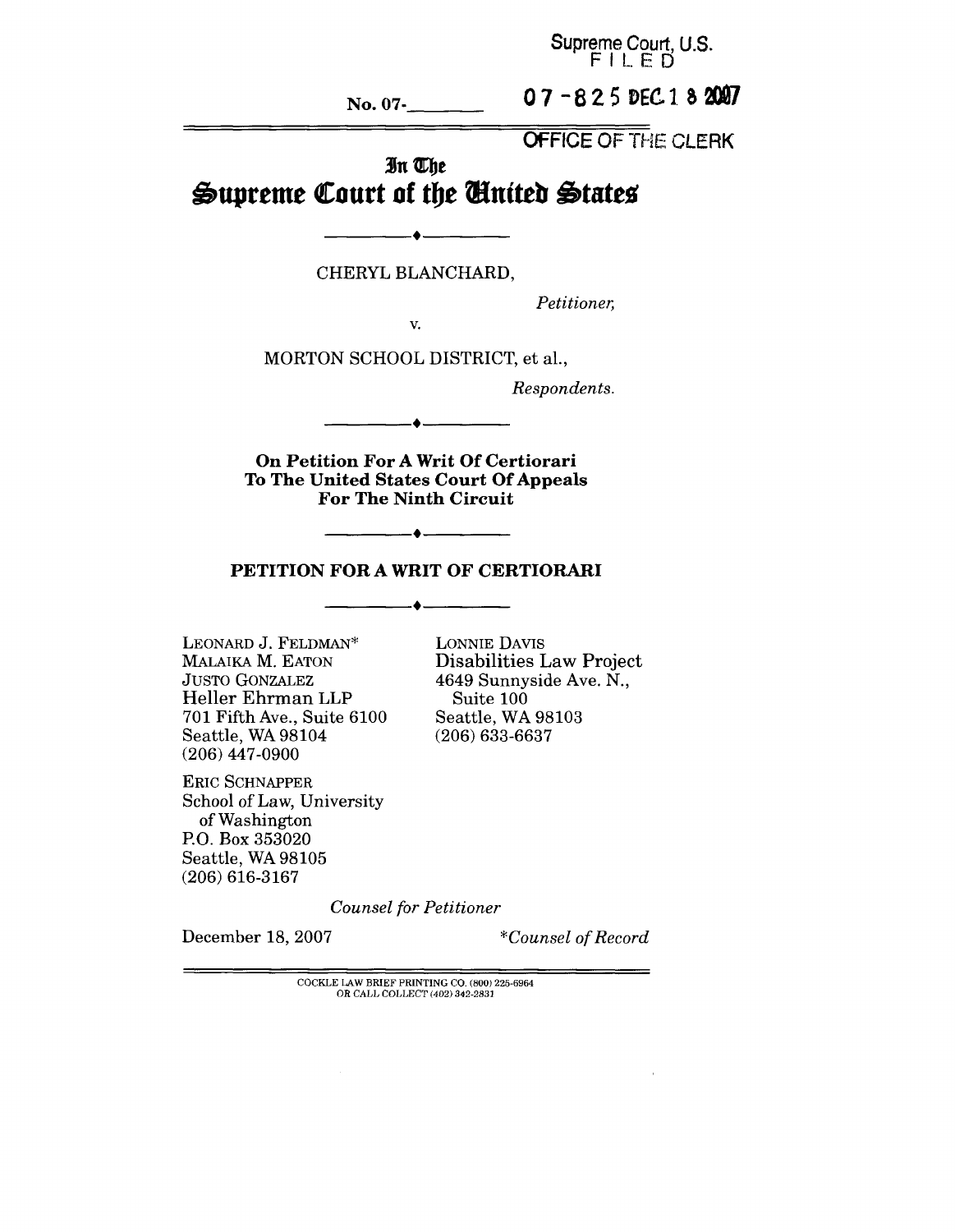Supreme Court, U.S.
FILED

No. 07-______ 07-825 DEC 18 2007

OFFICE OF THE CLERK

# In The Supreme Court of the United States

CHERYL BLANCHARD,

*Petitioner,*

v.

MORTON SCHOOL DISTRICT, et al.,

*Respondents.*

**On Petition For A Writ Of Certiorari To The United States Court Of Appeals For The Ninth Circuit**

**PETITION FOR A WRIT OF CERTIORARI**

LEONARD J. FELDMAN*
MALAIKA M. EATON
JUSTO GONZALEZ
Heller Ehrman LLP
701 Fifth Ave., Suite 6100
Seattle, WA 98104
(206) 447-0900

ERIC SCHNAPPER
School of Law, University of Washington
P.O. Box 353020
Seattle, WA 98105
(206) 616-3167

LONNIE DAVIS
Disabilities Law Project
4649 Sunnyside Ave. N., Suite 100
Seattle, WA 98103
(206) 633-6637

*Counsel for Petitioner*

December 18, 2007

*\*Counsel of Record*

COCKLE LAW BRIEF PRINTING CO. (800) 225-6964
OR CALL COLLECT (402) 342-2831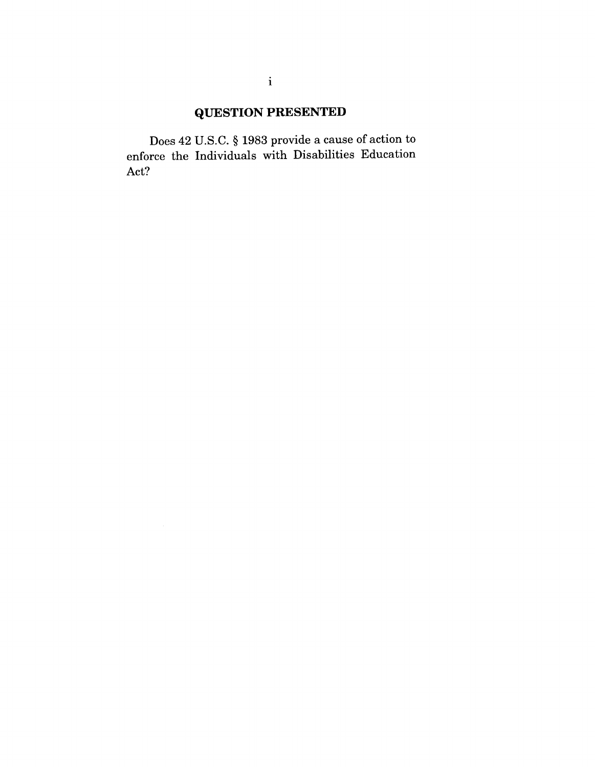# QUESTION PRESENTED

Does 42 U.S.C. § 1983 provide a cause of action to enforce the Individuals with Disabilities Education Act?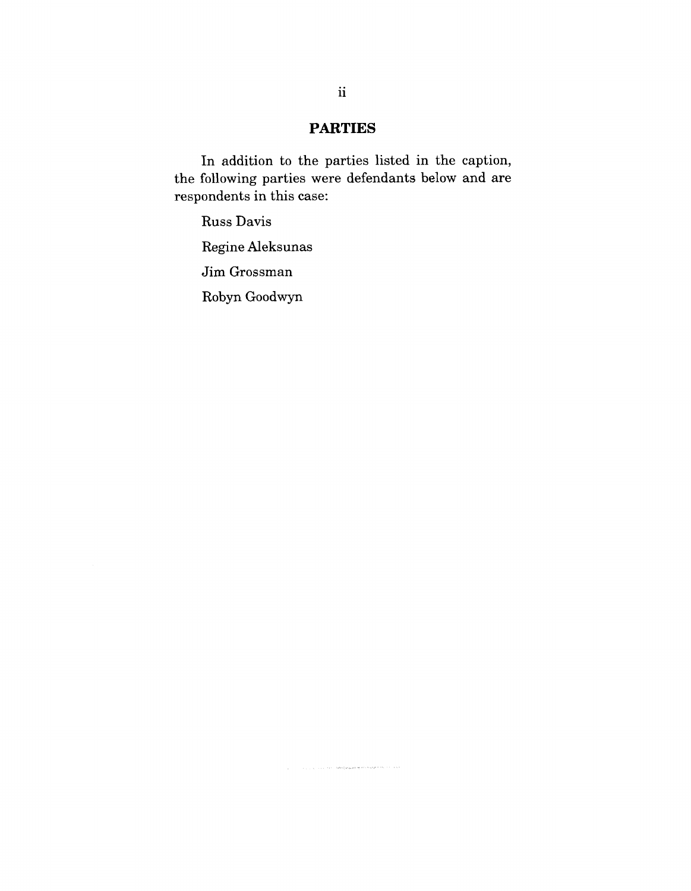## PARTIES

In addition to the parties listed in the caption, the following parties were defendants below and are respondents in this case:

Russ Davis

Regine Aleksunas

Jim Grossman

Robyn Goodwyn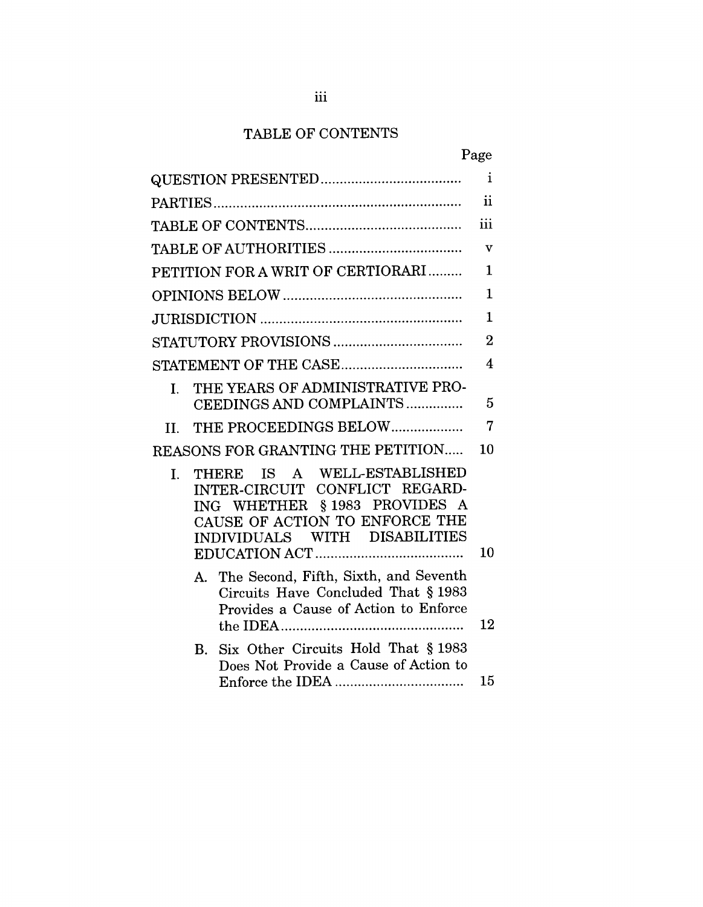# TABLE OF CONTENTS

| | Page |
|---|---|
| QUESTION PRESENTED | i |
| PARTIES | ii |
| TABLE OF CONTENTS | iii |
| TABLE OF AUTHORITIES | v |
| PETITION FOR A WRIT OF CERTIORARI | 1 |
| OPINIONS BELOW | 1 |
| JURISDICTION | 1 |
| STATUTORY PROVISIONS | 2 |
| STATEMENT OF THE CASE | 4 |
| I. THE YEARS OF ADMINISTRATIVE PROCEEDINGS AND COMPLAINTS | 5 |
| II. THE PROCEEDINGS BELOW | 7 |
| REASONS FOR GRANTING THE PETITION | 10 |
| I. THERE IS A WELL-ESTABLISHED INTER-CIRCUIT CONFLICT REGARDING WHETHER § 1983 PROVIDES A CAUSE OF ACTION TO ENFORCE THE INDIVIDUALS WITH DISABILITIES EDUCATION ACT | 10 |
| A. The Second, Fifth, Sixth, and Seventh Circuits Have Concluded That § 1983 Provides a Cause of Action to Enforce the IDEA | 12 |
| B. Six Other Circuits Hold That § 1983 Does Not Provide a Cause of Action to Enforce the IDEA | 15 |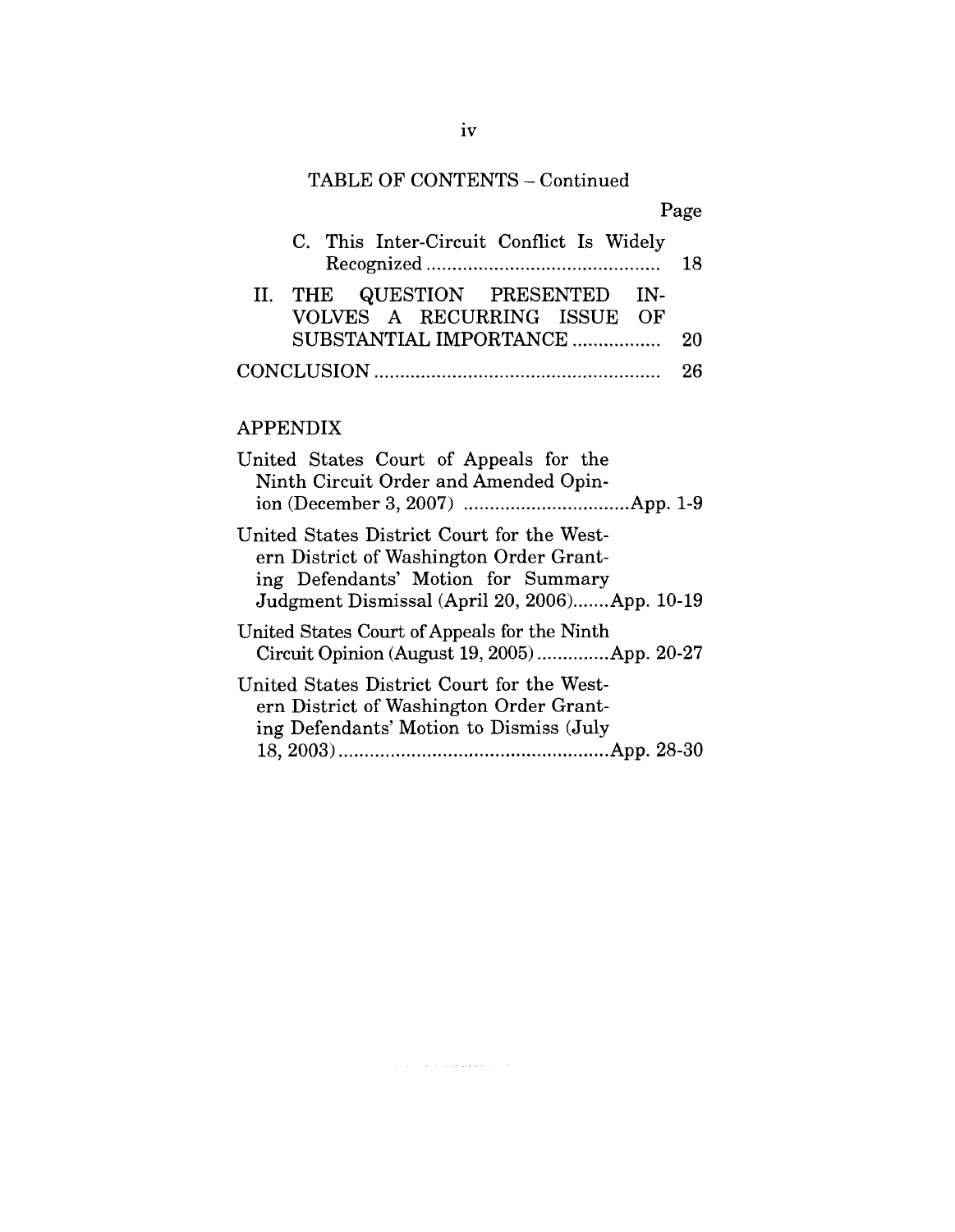## TABLE OF CONTENTS – Continued

| | Page |
|---|---|
| C. This Inter-Circuit Conflict Is Widely Recognized | 18 |
| II. THE QUESTION PRESENTED INVOLVES A RECURRING ISSUE OF SUBSTANTIAL IMPORTANCE | 20 |
| CONCLUSION | 26 |

## APPENDIX

| | |
|---|---|
| United States Court of Appeals for the Ninth Circuit Order and Amended Opinion (December 3, 2007) | App. 1-9 |
| United States District Court for the Western District of Washington Order Granting Defendants' Motion for Summary Judgment Dismissal (April 20, 2006) | App. 10-19 |
| United States Court of Appeals for the Ninth Circuit Opinion (August 19, 2005) | App. 20-27 |
| United States District Court for the Western District of Washington Order Granting Defendants' Motion to Dismiss (July 18, 2003) | App. 28-30 |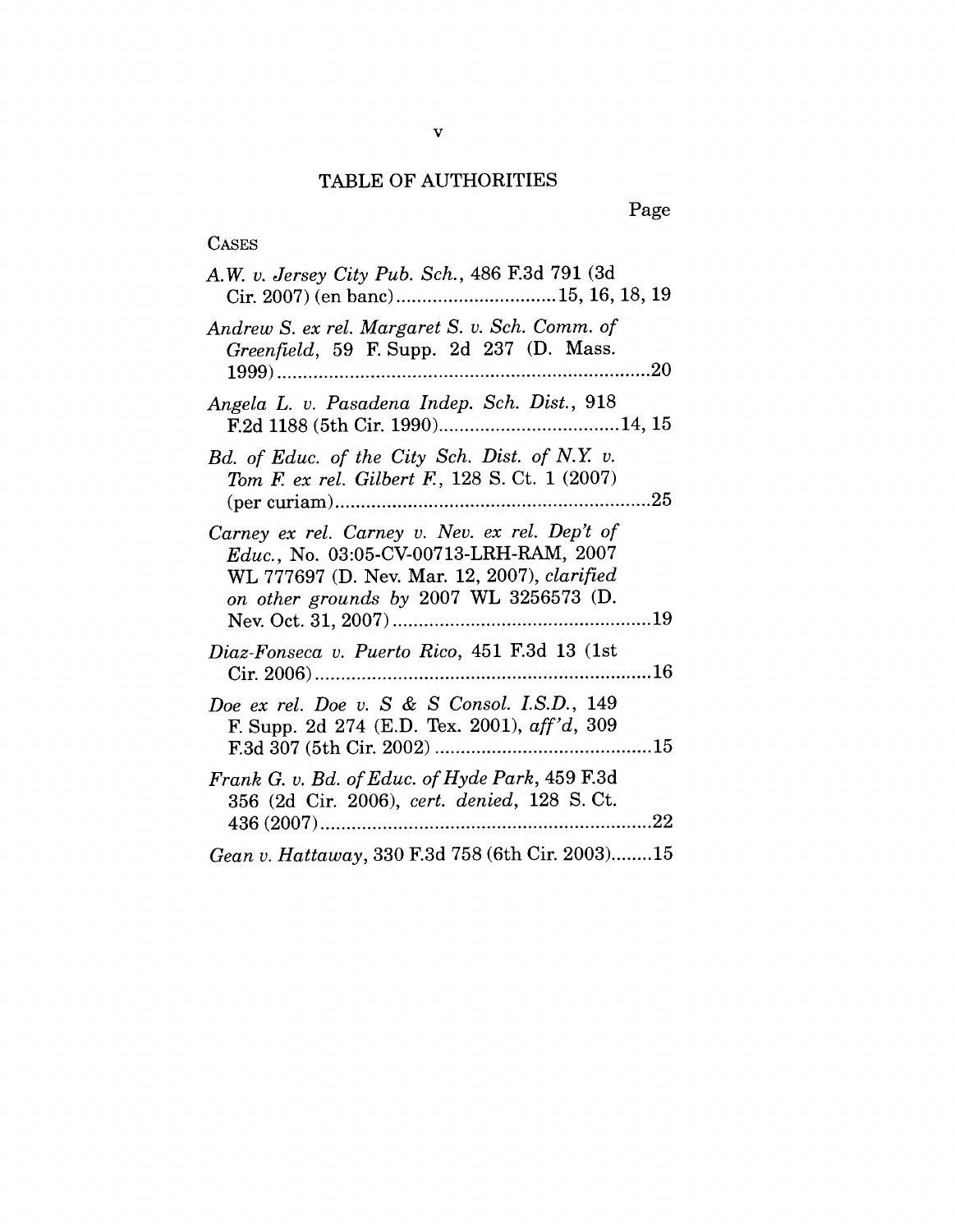# TABLE OF AUTHORITIES

Page

CASES

*A.W. v. Jersey City Pub. Sch.*, 486 F.3d 791 (3d Cir. 2007) (en banc) ....................15, 16, 18, 19

*Andrew S. ex rel. Margaret S. v. Sch. Comm. of Greenfield*, 59 F. Supp. 2d 237 (D. Mass. 1999) ....................20

*Angela L. v. Pasadena Indep. Sch. Dist.*, 918 F.2d 1188 (5th Cir. 1990) ....................14, 15

*Bd. of Educ. of the City Sch. Dist. of N.Y. v. Tom F. ex rel. Gilbert F.*, 128 S. Ct. 1 (2007) (per curiam) ....................25

*Carney ex rel. Carney v. Nev. ex rel. Dep't of Educ.*, No. 03:05-CV-00713-LRH-RAM, 2007 WL 777697 (D. Nev. Mar. 12, 2007), *clarified on other grounds by* 2007 WL 3256573 (D. Nev. Oct. 31, 2007) ....................19

*Diaz-Fonseca v. Puerto Rico*, 451 F.3d 13 (1st Cir. 2006) ....................16

*Doe ex rel. Doe v. S & S Consol. I.S.D.*, 149 F. Supp. 2d 274 (E.D. Tex. 2001), *aff'd*, 309 F.3d 307 (5th Cir. 2002) ....................15

*Frank G. v. Bd. of Educ. of Hyde Park*, 459 F.3d 356 (2d Cir. 2006), *cert. denied*, 128 S. Ct. 436 (2007) ....................22

*Gean v. Hattaway*, 330 F.3d 758 (6th Cir. 2003) ....................15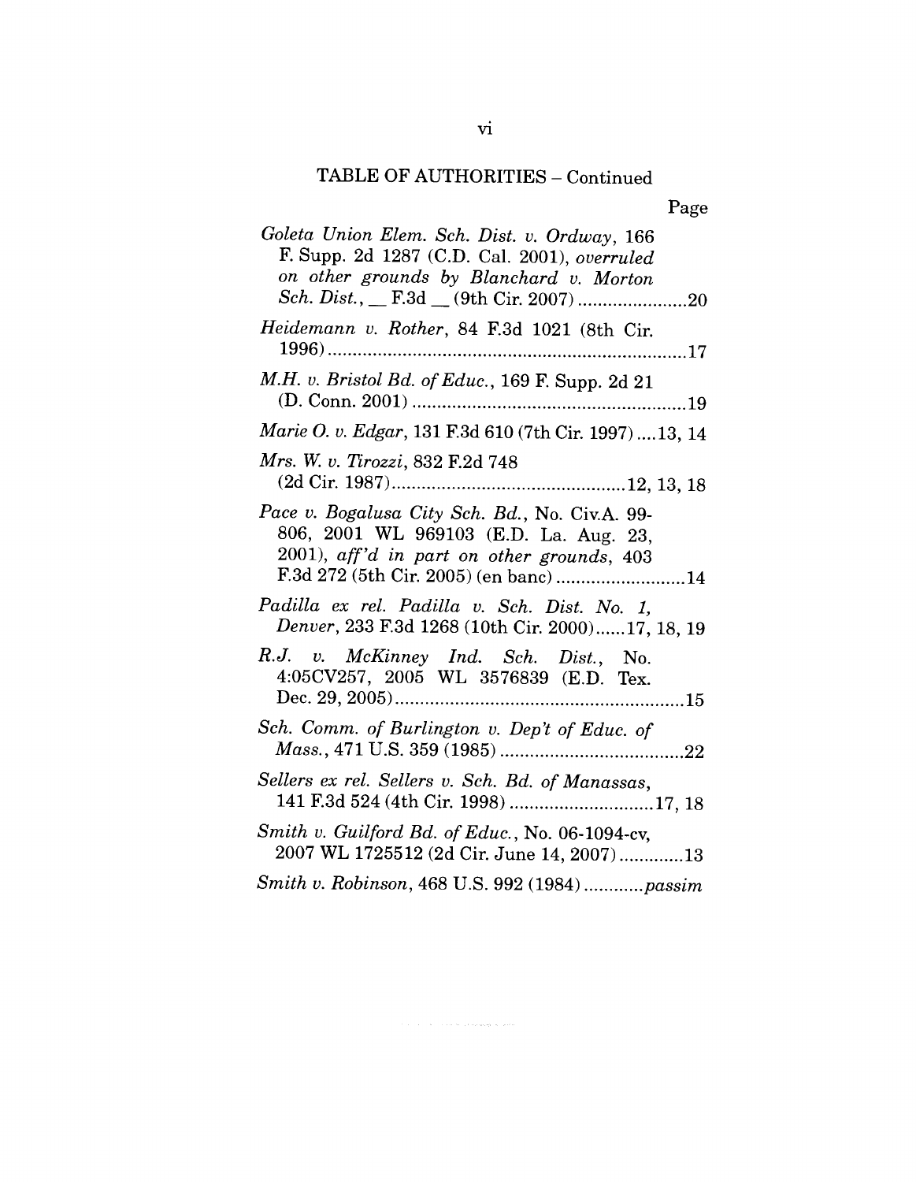## TABLE OF AUTHORITIES – Continued

Page

*Goleta Union Elem. Sch. Dist. v. Ordway*, 166 F. Supp. 2d 1287 (C.D. Cal. 2001), *overruled on other grounds by Blanchard v. Morton Sch. Dist.*, __ F.3d __ (9th Cir. 2007) ....................20

*Heidemann v. Rother*, 84 F.3d 1021 (8th Cir. 1996) ....................17

*M.H. v. Bristol Bd. of Educ.*, 169 F. Supp. 2d 21 (D. Conn. 2001) ....................19

*Marie O. v. Edgar*, 131 F.3d 610 (7th Cir. 1997) ....13, 14

*Mrs. W. v. Tirozzi*, 832 F.2d 748 (2d Cir. 1987) ....................12, 13, 18

*Pace v. Bogalusa City Sch. Bd.*, No. Civ.A. 99-806, 2001 WL 969103 (E.D. La. Aug. 23, 2001), *aff'd in part on other grounds*, 403 F.3d 272 (5th Cir. 2005) (en banc) ....................14

*Padilla ex rel. Padilla v. Sch. Dist. No. 1, Denver*, 233 F.3d 1268 (10th Cir. 2000)......17, 18, 19

*R.J. v. McKinney Ind. Sch. Dist.*, No. 4:05CV257, 2005 WL 3576839 (E.D. Tex. Dec. 29, 2005) ....................15

*Sch. Comm. of Burlington v. Dep't of Educ. of Mass.*, 471 U.S. 359 (1985) ....................22

*Sellers ex rel. Sellers v. Sch. Bd. of Manassas*, 141 F.3d 524 (4th Cir. 1998) ....................17, 18

*Smith v. Guilford Bd. of Educ.*, No. 06-1094-cv, 2007 WL 1725512 (2d Cir. June 14, 2007) ....................13

*Smith v. Robinson*, 468 U.S. 992 (1984) ............*passim*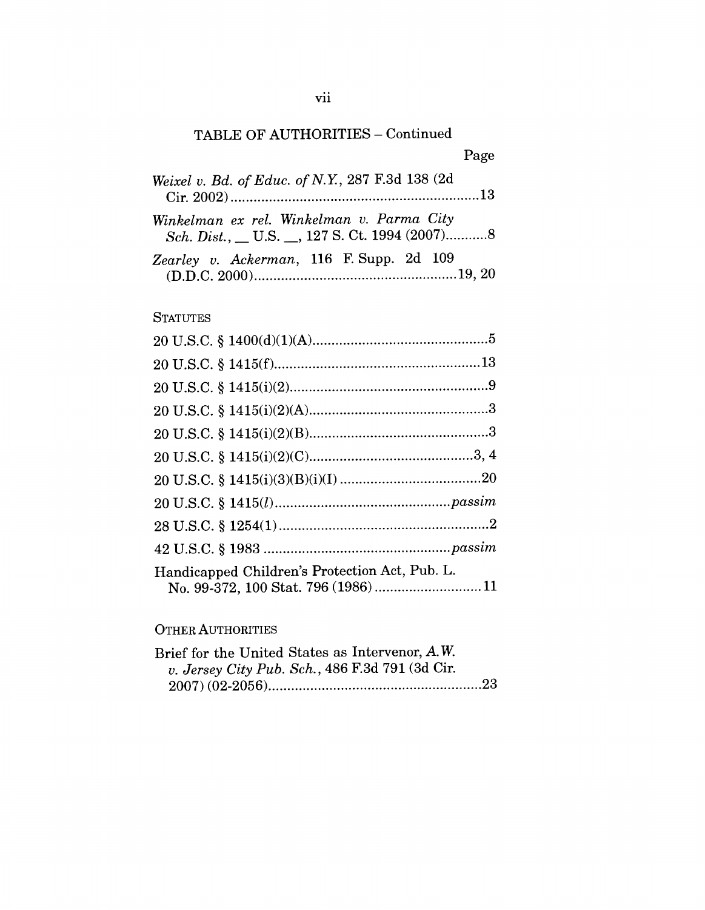## TABLE OF AUTHORITIES – Continued

Page

*Weixel v. Bd. of Educ. of N.Y.*, 287 F.3d 138 (2d Cir. 2002) ........................................ 13

*Winkelman ex rel. Winkelman v. Parma City Sch. Dist.*, __ U.S. __, 127 S. Ct. 1994 (2007) .......... 8

*Zearley v. Ackerman*, 116 F. Supp. 2d 109 (D.D.C. 2000) ........................................ 19, 20

STATUTES

20 U.S.C. § 1400(d)(1)(A) ........................................ 5

20 U.S.C. § 1415(f) ........................................ 13

20 U.S.C. § 1415(i)(2) ........................................ 9

20 U.S.C. § 1415(i)(2)(A) ........................................ 3

20 U.S.C. § 1415(i)(2)(B) ........................................ 3

20 U.S.C. § 1415(i)(2)(C) ........................................ 3, 4

20 U.S.C. § 1415(i)(3)(B)(i)(I) ........................................ 20

20 U.S.C. § 1415(*l*) ........................................ *passim*

28 U.S.C. § 1254(1) ........................................ 2

42 U.S.C. § 1983 ........................................ *passim*

Handicapped Children's Protection Act, Pub. L. No. 99-372, 100 Stat. 796 (1986) ........................................ 11

OTHER AUTHORITIES

Brief for the United States as Intervenor, *A.W. v. Jersey City Pub. Sch.*, 486 F.3d 791 (3d Cir. 2007) (02-2056) ........................................ 23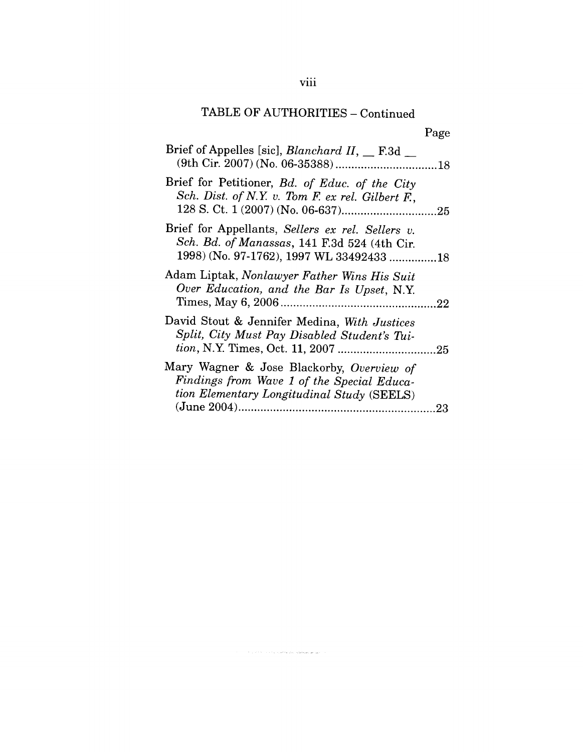TABLE OF AUTHORITIES – Continued

Page

Brief of Appelles [sic], *Blanchard II*, \_\_ F.3d \_\_ (9th Cir. 2007) (No. 06-35388) ....................18

Brief for Petitioner, *Bd. of Educ. of the City Sch. Dist. of N.Y. v. Tom F. ex rel. Gilbert F.*, 128 S. Ct. 1 (2007) (No. 06-637)....................25

Brief for Appellants, *Sellers ex rel. Sellers v. Sch. Bd. of Manassas*, 141 F.3d 524 (4th Cir. 1998) (No. 97-1762), 1997 WL 33492433 ...............18

Adam Liptak, *Nonlawyer Father Wins His Suit Over Education, and the Bar Is Upset*, N.Y. Times, May 6, 2006....................22

David Stout & Jennifer Medina, *With Justices Split, City Must Pay Disabled Student's Tuition*, N.Y. Times, Oct. 11, 2007 ....................25

Mary Wagner & Jose Blackorby, *Overview of Findings from Wave 1 of the Special Education Elementary Longitudinal Study* (SEELS) (June 2004)....................23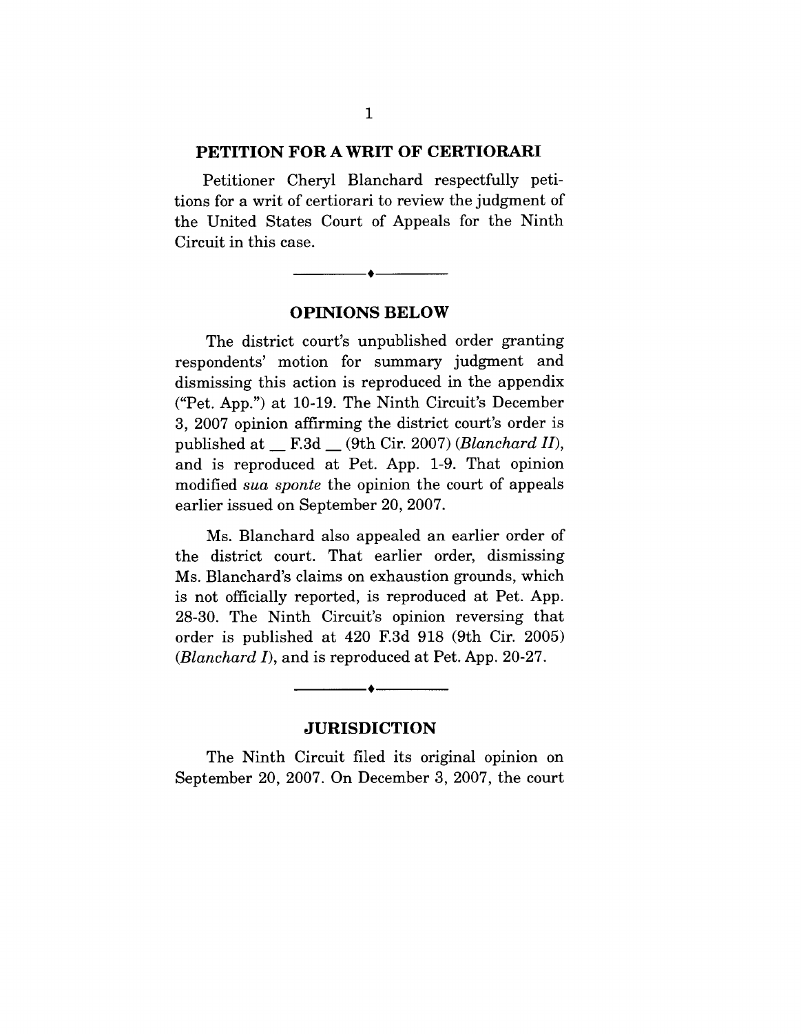## PETITION FOR A WRIT OF CERTIORARI

Petitioner Cheryl Blanchard respectfully petitions for a writ of certiorari to review the judgment of the United States Court of Appeals for the Ninth Circuit in this case.

---

## OPINIONS BELOW

The district court's unpublished order granting respondents' motion for summary judgment and dismissing this action is reproduced in the appendix ("Pet. App.") at 10-19. The Ninth Circuit's December 3, 2007 opinion affirming the district court's order is published at __ F.3d __ (9th Cir. 2007) (*Blanchard II*), and is reproduced at Pet. App. 1-9. That opinion modified *sua sponte* the opinion the court of appeals earlier issued on September 20, 2007.

Ms. Blanchard also appealed an earlier order of the district court. That earlier order, dismissing Ms. Blanchard's claims on exhaustion grounds, which is not officially reported, is reproduced at Pet. App. 28-30. The Ninth Circuit's opinion reversing that order is published at 420 F.3d 918 (9th Cir. 2005) (*Blanchard I*), and is reproduced at Pet. App. 20-27.

---

## JURISDICTION

The Ninth Circuit filed its original opinion on September 20, 2007. On December 3, 2007, the court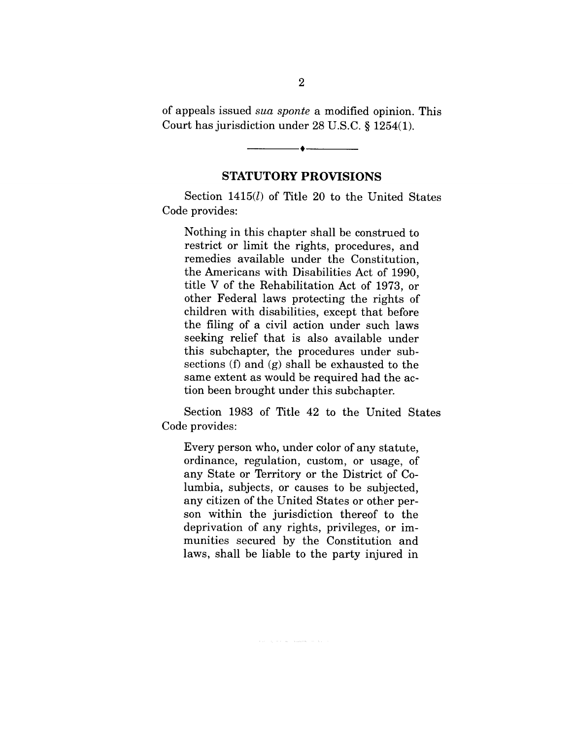of appeals issued *sua sponte* a modified opinion. This Court has jurisdiction under 28 U.S.C. § 1254(1).

---

## STATUTORY PROVISIONS

Section 1415(*l*) of Title 20 to the United States Code provides:

> Nothing in this chapter shall be construed to restrict or limit the rights, procedures, and remedies available under the Constitution, the Americans with Disabilities Act of 1990, title V of the Rehabilitation Act of 1973, or other Federal laws protecting the rights of children with disabilities, except that before the filing of a civil action under such laws seeking relief that is also available under this subchapter, the procedures under subsections (f) and (g) shall be exhausted to the same extent as would be required had the action been brought under this subchapter.

Section 1983 of Title 42 to the United States Code provides:

> Every person who, under color of any statute, ordinance, regulation, custom, or usage, of any State or Territory or the District of Columbia, subjects, or causes to be subjected, any citizen of the United States or other person within the jurisdiction thereof to the deprivation of any rights, privileges, or immunities secured by the Constitution and laws, shall be liable to the party injured in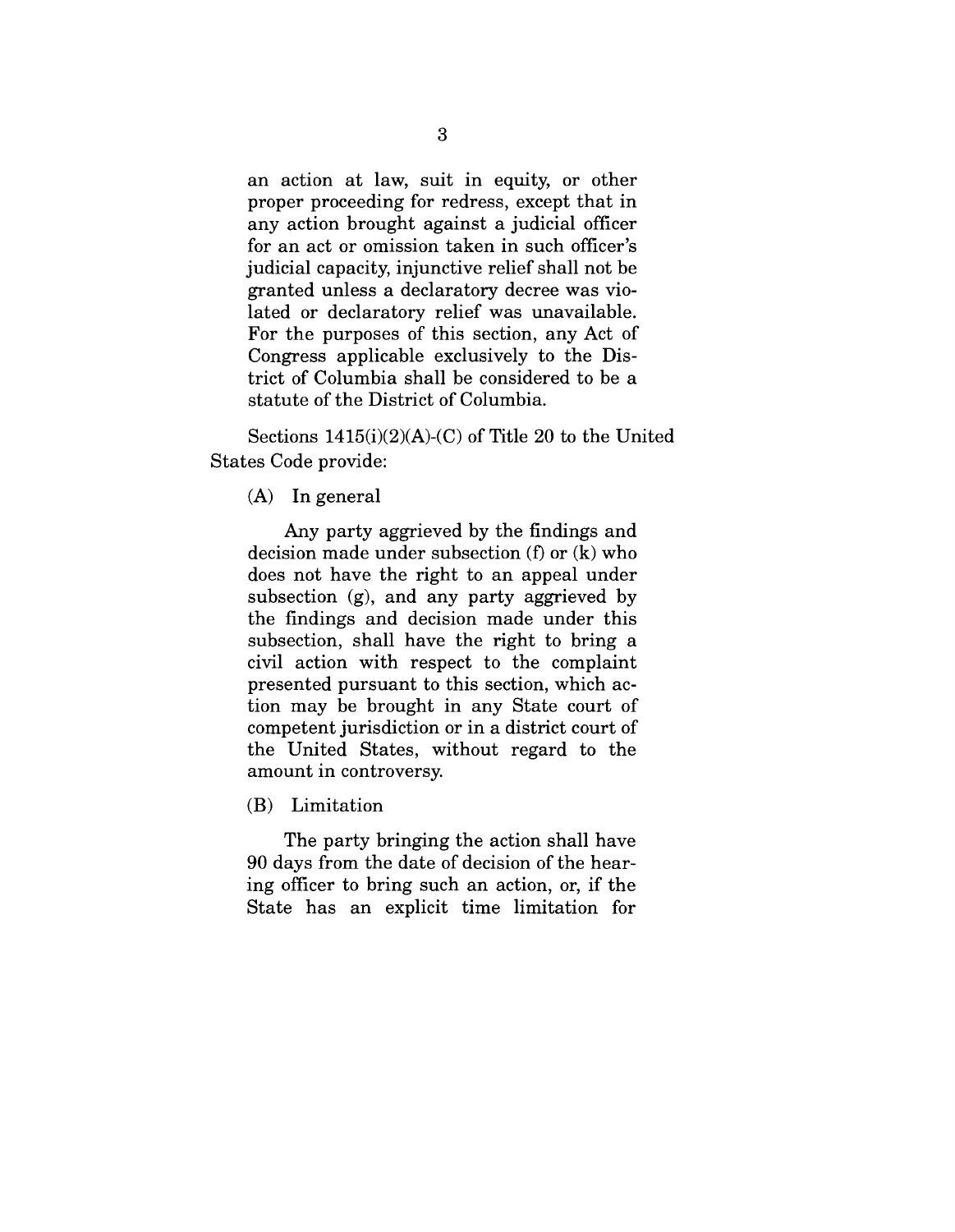> an action at law, suit in equity, or other proper proceeding for redress, except that in any action brought against a judicial officer for an act or omission taken in such officer's judicial capacity, injunctive relief shall not be granted unless a declaratory decree was violated or declaratory relief was unavailable. For the purposes of this section, any Act of Congress applicable exclusively to the District of Columbia shall be considered to be a statute of the District of Columbia.

Sections 1415(i)(2)(A)-(C) of Title 20 to the United States Code provide:

> (A) In general
>
> Any party aggrieved by the findings and decision made under subsection (f) or (k) who does not have the right to an appeal under subsection (g), and any party aggrieved by the findings and decision made under this subsection, shall have the right to bring a civil action with respect to the complaint presented pursuant to this section, which action may be brought in any State court of competent jurisdiction or in a district court of the United States, without regard to the amount in controversy.
>
> (B) Limitation
>
> The party bringing the action shall have 90 days from the date of decision of the hearing officer to bring such an action, or, if the State has an explicit time limitation for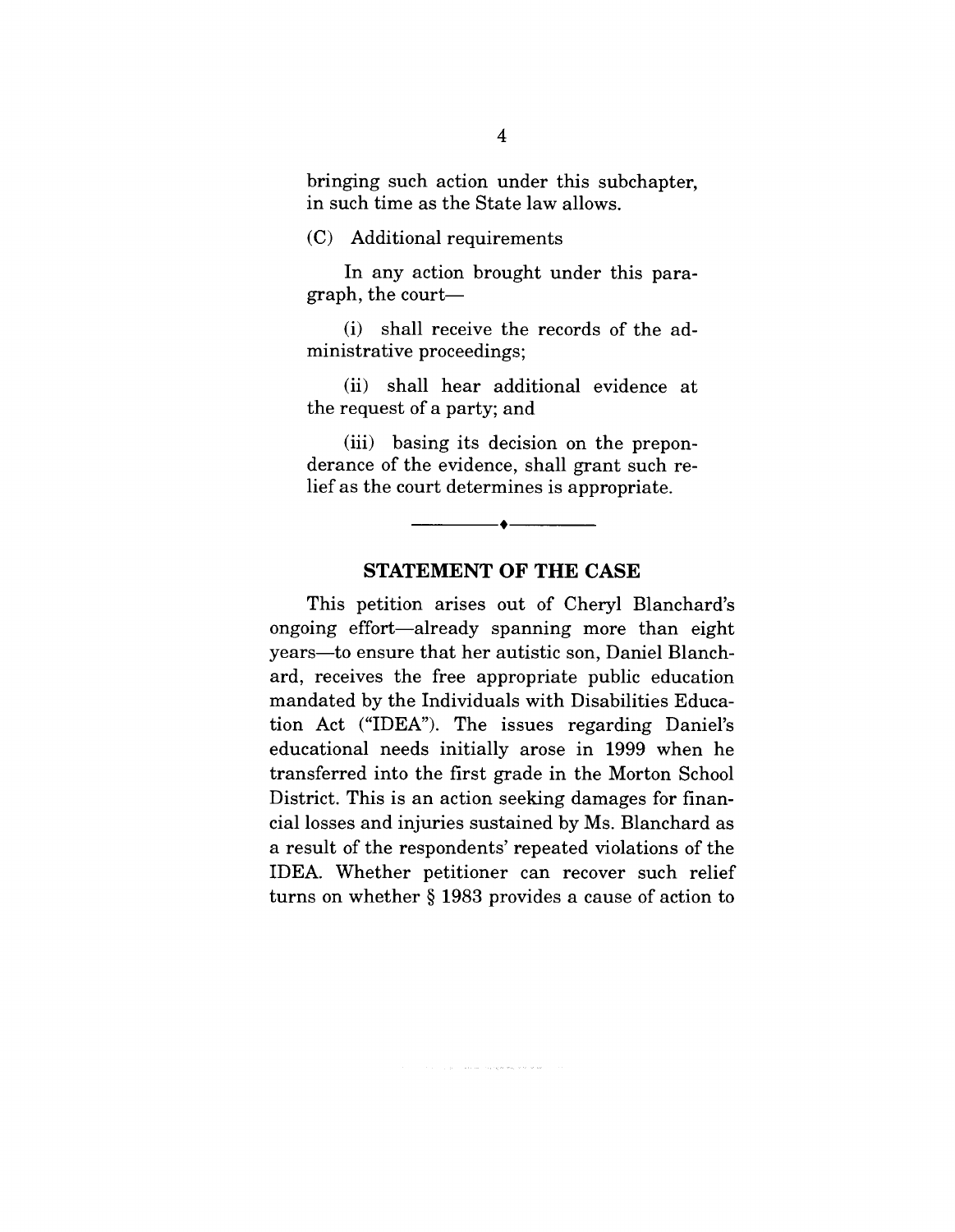bringing such action under this subchapter, in such time as the State law allows.

(C) Additional requirements

In any action brought under this paragraph, the court—

(i) shall receive the records of the administrative proceedings;

(ii) shall hear additional evidence at the request of a party; and

(iii) basing its decision on the preponderance of the evidence, shall grant such relief as the court determines is appropriate.

---

## STATEMENT OF THE CASE

This petition arises out of Cheryl Blanchard's ongoing effort—already spanning more than eight years—to ensure that her autistic son, Daniel Blanchard, receives the free appropriate public education mandated by the Individuals with Disabilities Education Act ("IDEA"). The issues regarding Daniel's educational needs initially arose in 1999 when he transferred into the first grade in the Morton School District. This is an action seeking damages for financial losses and injuries sustained by Ms. Blanchard as a result of the respondents' repeated violations of the IDEA. Whether petitioner can recover such relief turns on whether § 1983 provides a cause of action to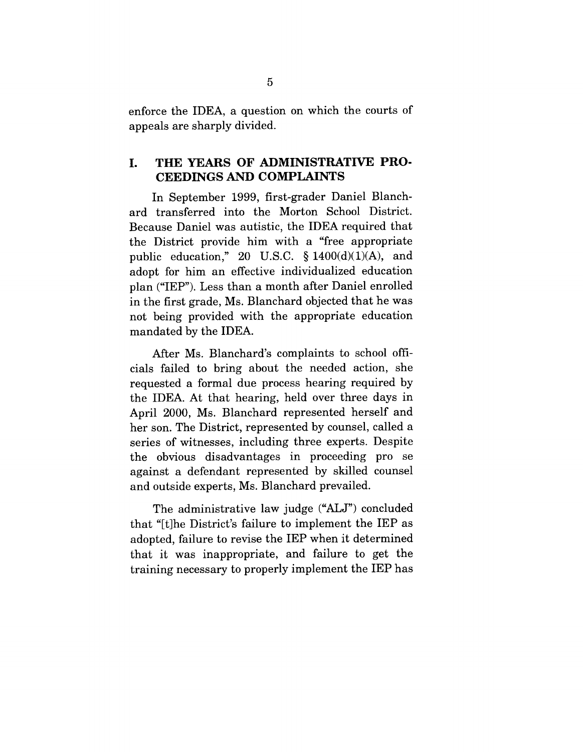enforce the IDEA, a question on which the courts of appeals are sharply divided.

## I. THE YEARS OF ADMINISTRATIVE PROCEEDINGS AND COMPLAINTS

In September 1999, first-grader Daniel Blanchard transferred into the Morton School District. Because Daniel was autistic, the IDEA required that the District provide him with a "free appropriate public education," 20 U.S.C. § 1400(d)(1)(A), and adopt for him an effective individualized education plan ("IEP"). Less than a month after Daniel enrolled in the first grade, Ms. Blanchard objected that he was not being provided with the appropriate education mandated by the IDEA.

After Ms. Blanchard's complaints to school officials failed to bring about the needed action, she requested a formal due process hearing required by the IDEA. At that hearing, held over three days in April 2000, Ms. Blanchard represented herself and her son. The District, represented by counsel, called a series of witnesses, including three experts. Despite the obvious disadvantages in proceeding pro se against a defendant represented by skilled counsel and outside experts, Ms. Blanchard prevailed.

The administrative law judge ("ALJ") concluded that "[t]he District's failure to implement the IEP as adopted, failure to revise the IEP when it determined that it was inappropriate, and failure to get the training necessary to properly implement the IEP has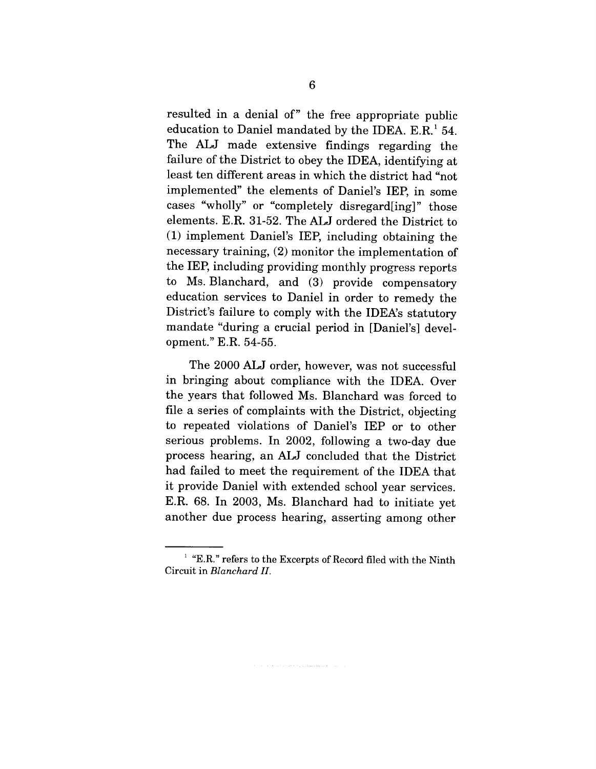resulted in a denial of" the free appropriate public education to Daniel mandated by the IDEA. E.R.[1] 54. The ALJ made extensive findings regarding the failure of the District to obey the IDEA, identifying at least ten different areas in which the district had "not implemented" the elements of Daniel's IEP, in some cases "wholly" or "completely disregard[ing]" those elements. E.R. 31-52. The ALJ ordered the District to (1) implement Daniel's IEP, including obtaining the necessary training, (2) monitor the implementation of the IEP, including providing monthly progress reports to Ms. Blanchard, and (3) provide compensatory education services to Daniel in order to remedy the District's failure to comply with the IDEA's statutory mandate "during a crucial period in [Daniel's] development." E.R. 54-55.

The 2000 ALJ order, however, was not successful in bringing about compliance with the IDEA. Over the years that followed Ms. Blanchard was forced to file a series of complaints with the District, objecting to repeated violations of Daniel's IEP or to other serious problems. In 2002, following a two-day due process hearing, an ALJ concluded that the District had failed to meet the requirement of the IDEA that it provide Daniel with extended school year services. E.R. 68. In 2003, Ms. Blanchard had to initiate yet another due process hearing, asserting among other

---

[1] "E.R." refers to the Excerpts of Record filed with the Ninth Circuit in *Blanchard II*.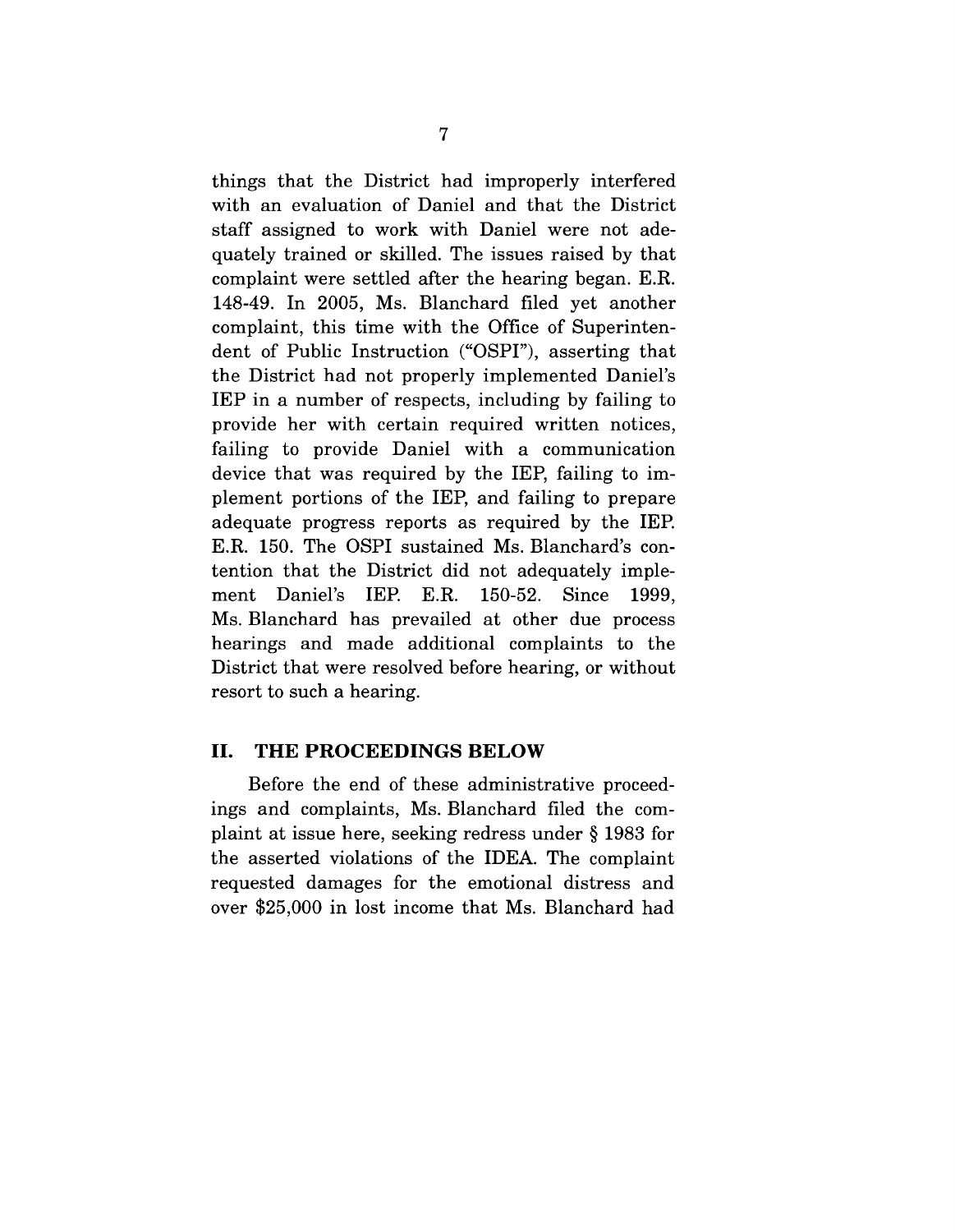things that the District had improperly interfered with an evaluation of Daniel and that the District staff assigned to work with Daniel were not adequately trained or skilled. The issues raised by that complaint were settled after the hearing began. E.R. 148-49. In 2005, Ms. Blanchard filed yet another complaint, this time with the Office of Superintendent of Public Instruction ("OSPI"), asserting that the District had not properly implemented Daniel's IEP in a number of respects, including by failing to provide her with certain required written notices, failing to provide Daniel with a communication device that was required by the IEP, failing to implement portions of the IEP, and failing to prepare adequate progress reports as required by the IEP. E.R. 150. The OSPI sustained Ms. Blanchard's contention that the District did not adequately implement Daniel's IEP. E.R. 150-52. Since 1999, Ms. Blanchard has prevailed at other due process hearings and made additional complaints to the District that were resolved before hearing, or without resort to such a hearing.

## II. THE PROCEEDINGS BELOW

Before the end of these administrative proceedings and complaints, Ms. Blanchard filed the complaint at issue here, seeking redress under § 1983 for the asserted violations of the IDEA. The complaint requested damages for the emotional distress and over $25,000 in lost income that Ms. Blanchard had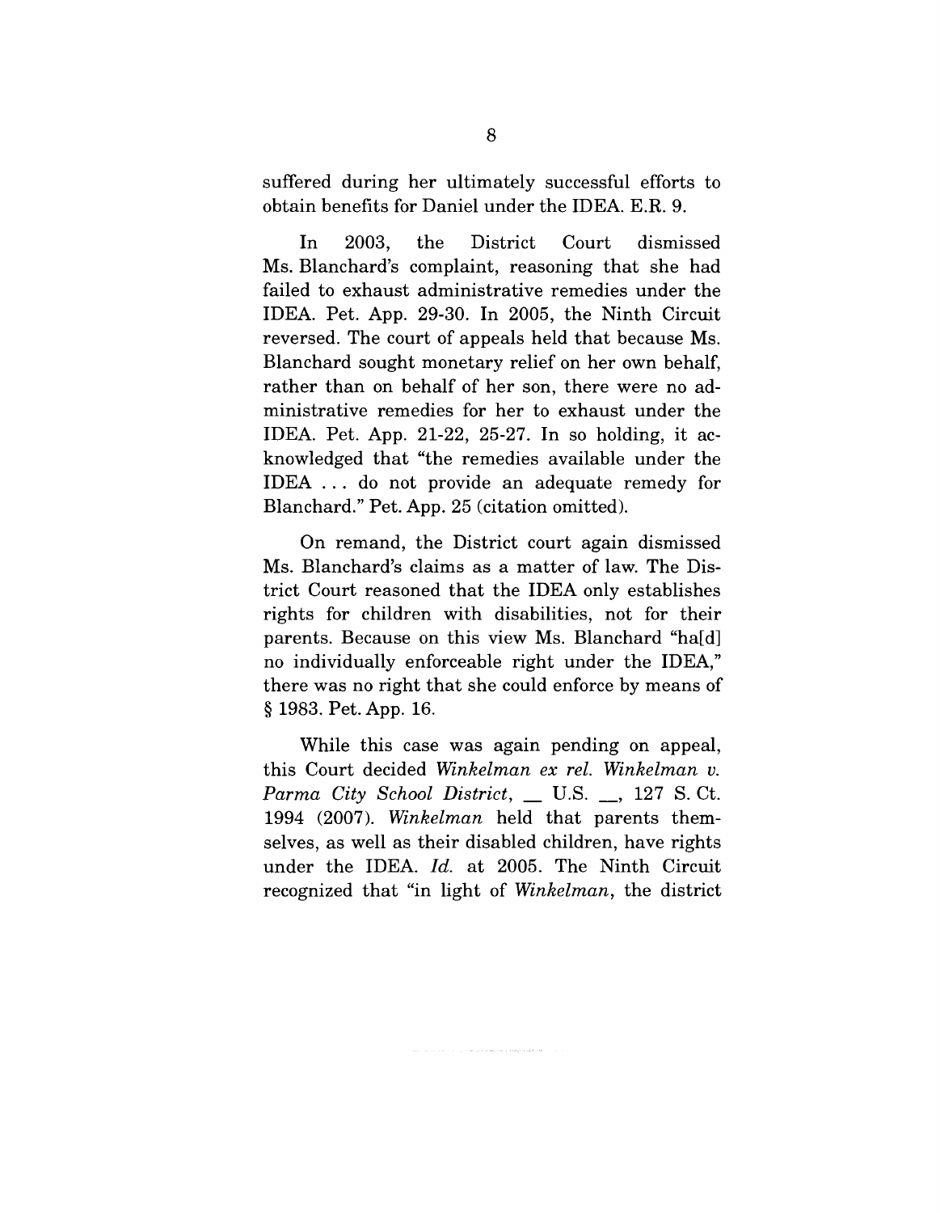suffered during her ultimately successful efforts to obtain benefits for Daniel under the IDEA. E.R. 9.

In 2003, the District Court dismissed Ms. Blanchard's complaint, reasoning that she had failed to exhaust administrative remedies under the IDEA. Pet. App. 29-30. In 2005, the Ninth Circuit reversed. The court of appeals held that because Ms. Blanchard sought monetary relief on her own behalf, rather than on behalf of her son, there were no administrative remedies for her to exhaust under the IDEA. Pet. App. 21-22, 25-27. In so holding, it acknowledged that "the remedies available under the IDEA . . . do not provide an adequate remedy for Blanchard." Pet. App. 25 (citation omitted).

On remand, the District court again dismissed Ms. Blanchard's claims as a matter of law. The District Court reasoned that the IDEA only establishes rights for children with disabilities, not for their parents. Because on this view Ms. Blanchard "ha[d] no individually enforceable right under the IDEA," there was no right that she could enforce by means of § 1983. Pet. App. 16.

While this case was again pending on appeal, this Court decided *Winkelman ex rel. Winkelman v. Parma City School District*, __ U.S. __, 127 S. Ct. 1994 (2007). *Winkelman* held that parents themselves, as well as their disabled children, have rights under the IDEA. *Id.* at 2005. The Ninth Circuit recognized that "in light of *Winkelman*, the district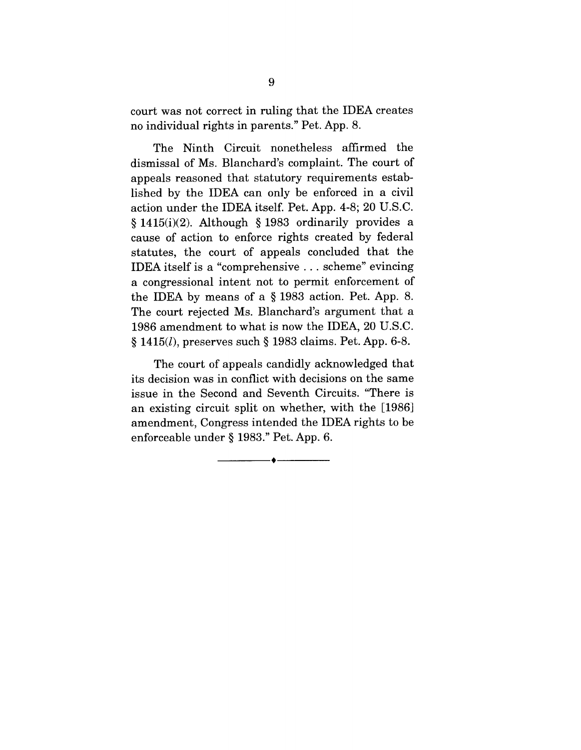court was not correct in ruling that the IDEA creates no individual rights in parents." Pet. App. 8.

The Ninth Circuit nonetheless affirmed the dismissal of Ms. Blanchard's complaint. The court of appeals reasoned that statutory requirements established by the IDEA can only be enforced in a civil action under the IDEA itself. Pet. App. 4-8; 20 U.S.C. § 1415(i)(2). Although § 1983 ordinarily provides a cause of action to enforce rights created by federal statutes, the court of appeals concluded that the IDEA itself is a "comprehensive . . . scheme" evincing a congressional intent not to permit enforcement of the IDEA by means of a § 1983 action. Pet. App. 8. The court rejected Ms. Blanchard's argument that a 1986 amendment to what is now the IDEA, 20 U.S.C. § 1415(*l*), preserves such § 1983 claims. Pet. App. 6-8.

The court of appeals candidly acknowledged that its decision was in conflict with decisions on the same issue in the Second and Seventh Circuits. "There is an existing circuit split on whether, with the [1986] amendment, Congress intended the IDEA rights to be enforceable under § 1983." Pet. App. 6.

---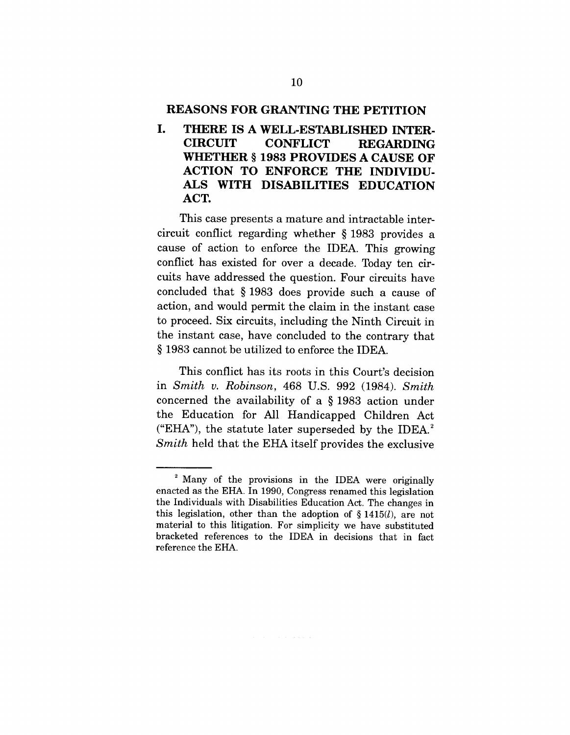## REASONS FOR GRANTING THE PETITION

### I. THERE IS A WELL-ESTABLISHED INTER-CIRCUIT CONFLICT REGARDING WHETHER § 1983 PROVIDES A CAUSE OF ACTION TO ENFORCE THE INDIVIDUALS WITH DISABILITIES EDUCATION ACT.

This case presents a mature and intractable inter-circuit conflict regarding whether § 1983 provides a cause of action to enforce the IDEA. This growing conflict has existed for over a decade. Today ten circuits have addressed the question. Four circuits have concluded that § 1983 does provide such a cause of action, and would permit the claim in the instant case to proceed. Six circuits, including the Ninth Circuit in the instant case, have concluded to the contrary that § 1983 cannot be utilized to enforce the IDEA.

This conflict has its roots in this Court's decision in *Smith v. Robinson*, 468 U.S. 992 (1984). *Smith* concerned the availability of a § 1983 action under the Education for All Handicapped Children Act ("EHA"), the statute later superseded by the IDEA.[2] *Smith* held that the EHA itself provides the exclusive

---

[2] Many of the provisions in the IDEA were originally enacted as the EHA. In 1990, Congress renamed this legislation the Individuals with Disabilities Education Act. The changes in this legislation, other than the adoption of § 1415(*l*), are not material to this litigation. For simplicity we have substituted bracketed references to the IDEA in decisions that in fact reference the EHA.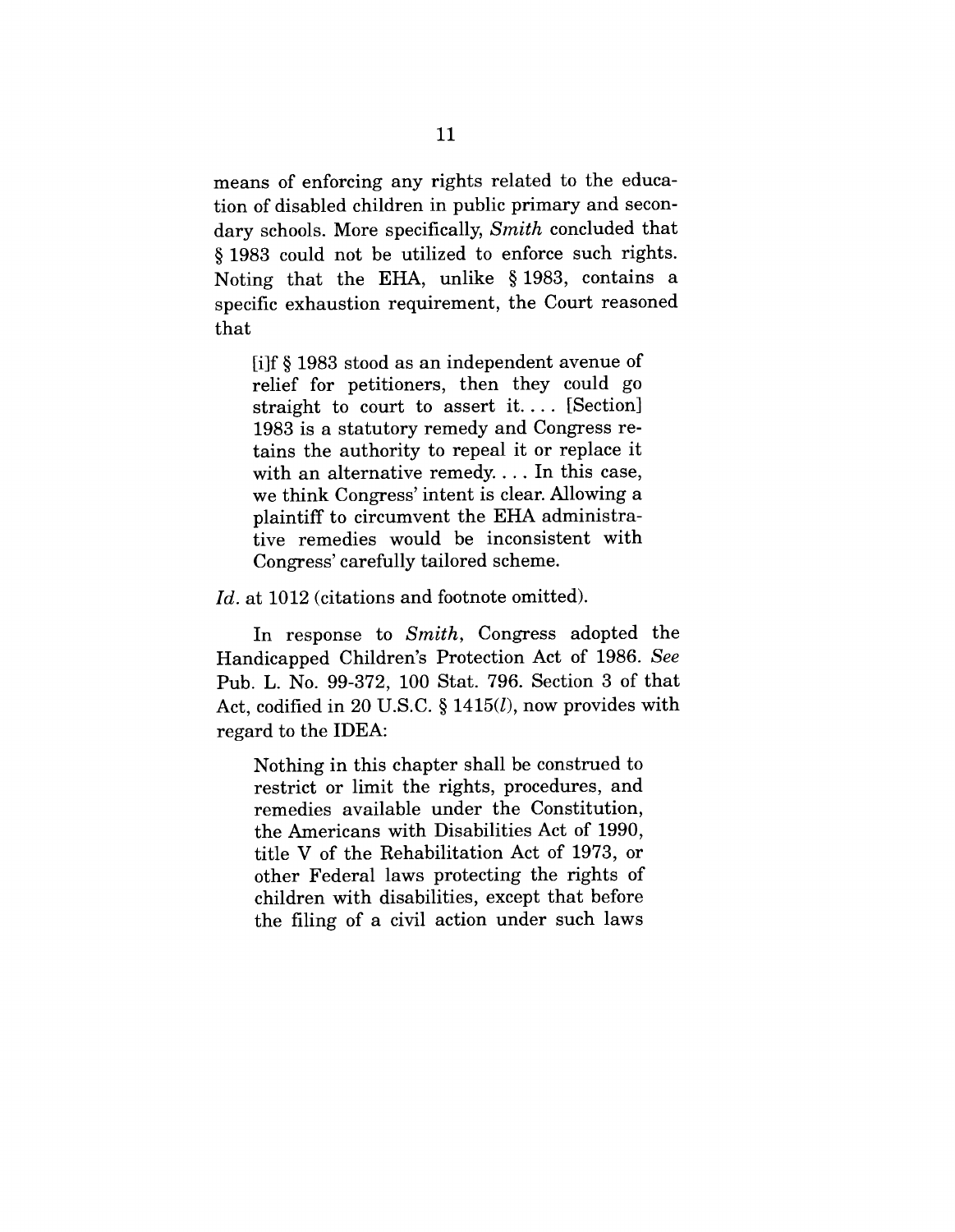means of enforcing any rights related to the education of disabled children in public primary and secondary schools. More specifically, *Smith* concluded that § 1983 could not be utilized to enforce such rights. Noting that the EHA, unlike § 1983, contains a specific exhaustion requirement, the Court reasoned that

> [i]f § 1983 stood as an independent avenue of relief for petitioners, then they could go straight to court to assert it. . . . [Section] 1983 is a statutory remedy and Congress retains the authority to repeal it or replace it with an alternative remedy. . . . In this case, we think Congress' intent is clear. Allowing a plaintiff to circumvent the EHA administrative remedies would be inconsistent with Congress' carefully tailored scheme.

*Id.* at 1012 (citations and footnote omitted).

In response to *Smith*, Congress adopted the Handicapped Children's Protection Act of 1986. *See* Pub. L. No. 99-372, 100 Stat. 796. Section 3 of that Act, codified in 20 U.S.C. § 1415(*l*), now provides with regard to the IDEA:

> Nothing in this chapter shall be construed to restrict or limit the rights, procedures, and remedies available under the Constitution, the Americans with Disabilities Act of 1990, title V of the Rehabilitation Act of 1973, or other Federal laws protecting the rights of children with disabilities, except that before the filing of a civil action under such laws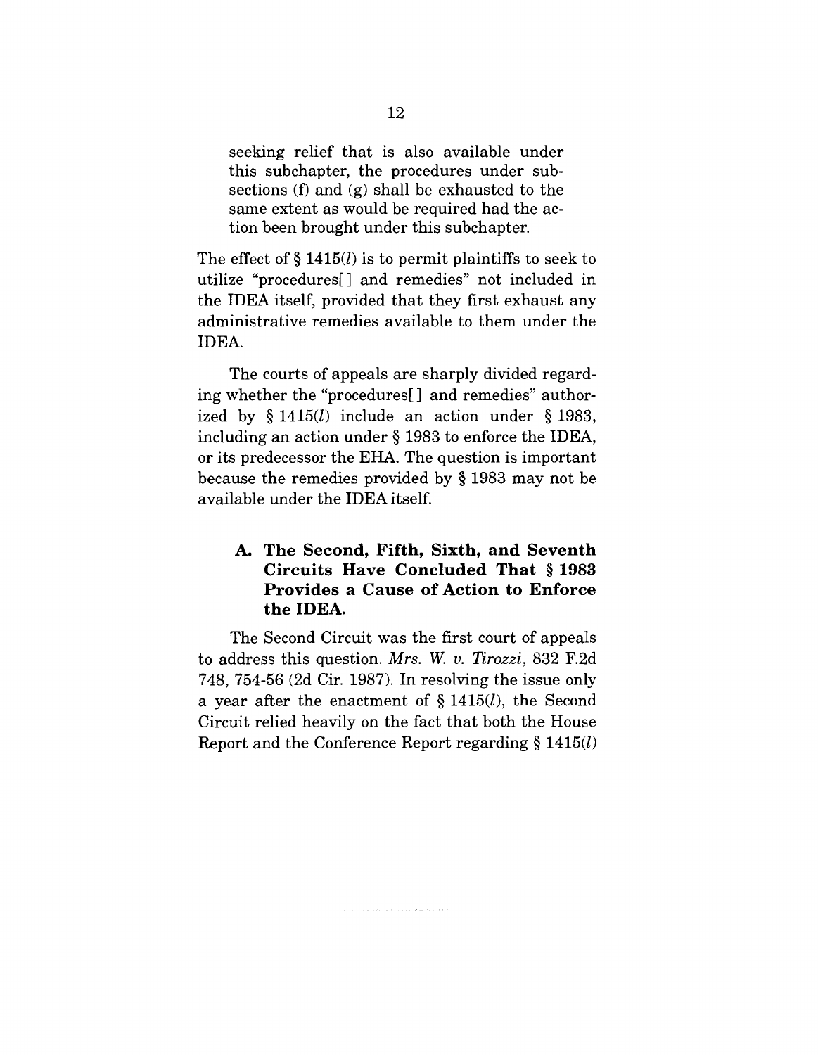> seeking relief that is also available under this subchapter, the procedures under subsections (f) and (g) shall be exhausted to the same extent as would be required had the action been brought under this subchapter.

The effect of § 1415(*l*) is to permit plaintiffs to seek to utilize "procedures[ ] and remedies" not included in the IDEA itself, provided that they first exhaust any administrative remedies available to them under the IDEA.

The courts of appeals are sharply divided regarding whether the "procedures[ ] and remedies" authorized by § 1415(*l*) include an action under § 1983, including an action under § 1983 to enforce the IDEA, or its predecessor the EHA. The question is important because the remedies provided by § 1983 may not be available under the IDEA itself.

### A. The Second, Fifth, Sixth, and Seventh Circuits Have Concluded That § 1983 Provides a Cause of Action to Enforce the IDEA.

The Second Circuit was the first court of appeals to address this question. *Mrs. W. v. Tirozzi*, 832 F.2d 748, 754-56 (2d Cir. 1987). In resolving the issue only a year after the enactment of § 1415(*l*), the Second Circuit relied heavily on the fact that both the House Report and the Conference Report regarding § 1415(*l*)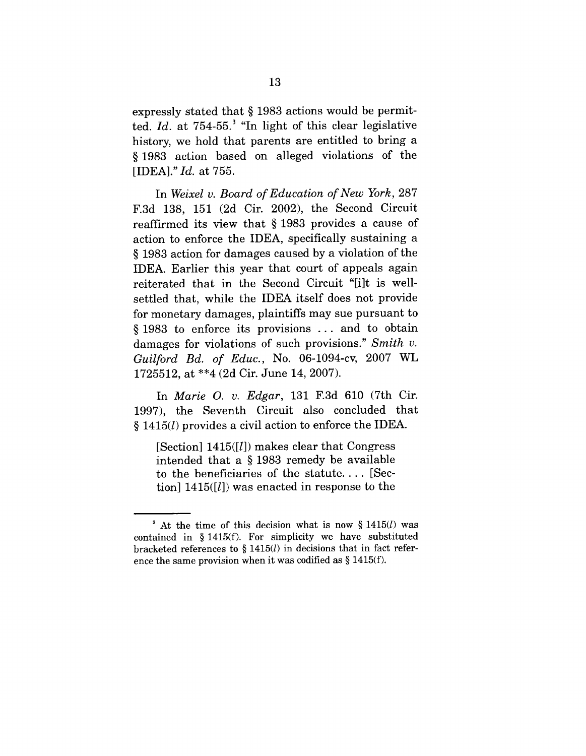expressly stated that § 1983 actions would be permitted. *Id.* at 754-55.[3] "In light of this clear legislative history, we hold that parents are entitled to bring a § 1983 action based on alleged violations of the [IDEA]." *Id.* at 755.

In *Weixel v. Board of Education of New York*, 287 F.3d 138, 151 (2d Cir. 2002), the Second Circuit reaffirmed its view that § 1983 provides a cause of action to enforce the IDEA, specifically sustaining a § 1983 action for damages caused by a violation of the IDEA. Earlier this year that court of appeals again reiterated that in the Second Circuit "[i]t is well-settled that, while the IDEA itself does not provide for monetary damages, plaintiffs may sue pursuant to § 1983 to enforce its provisions ... and to obtain damages for violations of such provisions." *Smith v. Guilford Bd. of Educ.*, No. 06-1094-cv, 2007 WL 1725512, at **4 (2d Cir. June 14, 2007).

In *Marie O. v. Edgar*, 131 F.3d 610 (7th Cir. 1997), the Seventh Circuit also concluded that § 1415(*l*) provides a civil action to enforce the IDEA.

> [Section] 1415([*l*]) makes clear that Congress intended that a § 1983 remedy be available to the beneficiaries of the statute.... [Section] 1415([*l*]) was enacted in response to the

---

[3] At the time of this decision what is now § 1415(*l*) was contained in § 1415(f). For simplicity we have substituted bracketed references to § 1415(*l*) in decisions that in fact reference the same provision when it was codified as § 1415(f).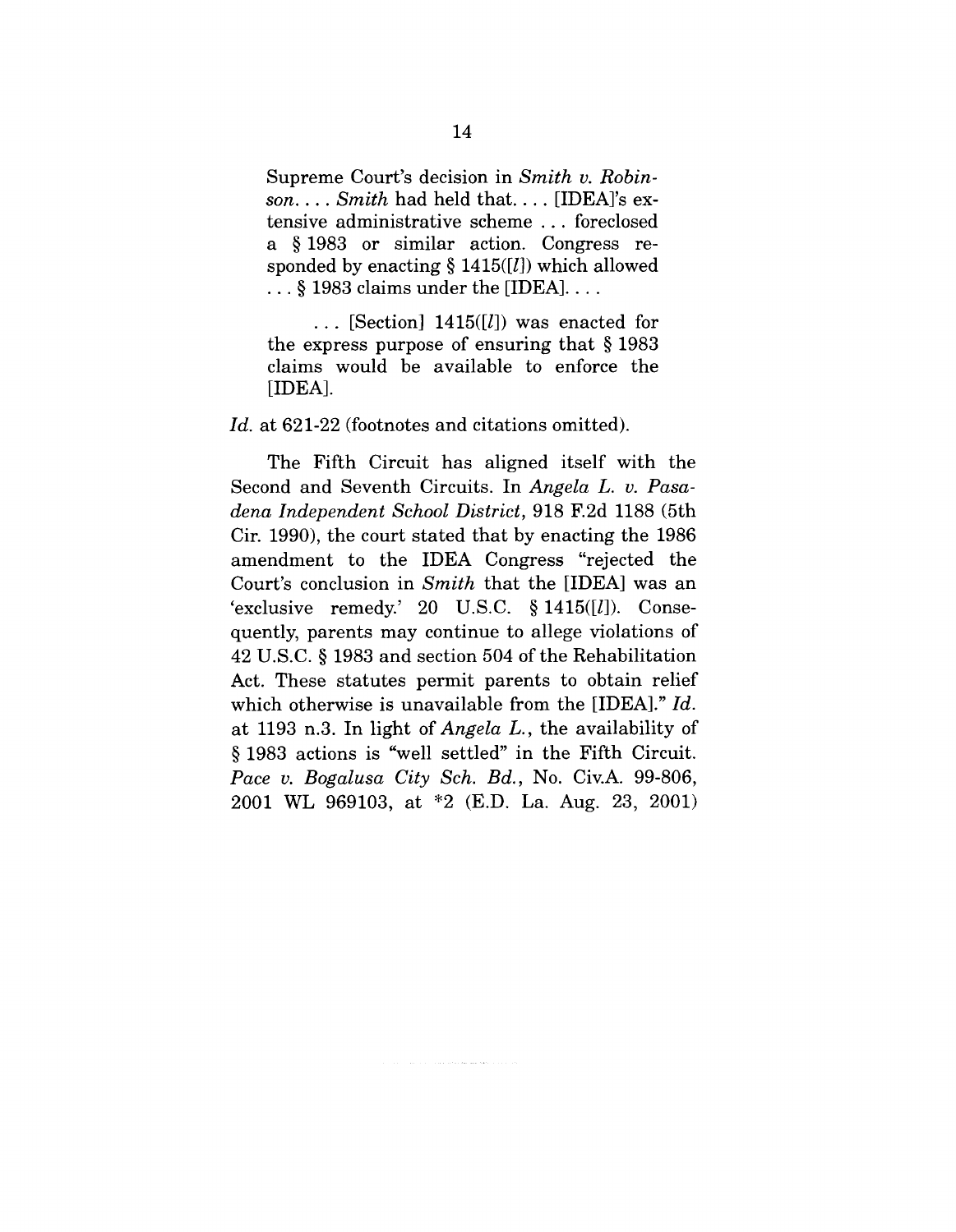> Supreme Court's decision in *Smith v. Robinson*. . . . *Smith* had held that. . . . [IDEA]'s extensive administrative scheme . . . foreclosed a § 1983 or similar action. Congress responded by enacting § 1415([*l*]) which allowed . . . § 1983 claims under the [IDEA]. . . .
>
> . . . [Section] 1415([*l*]) was enacted for the express purpose of ensuring that § 1983 claims would be available to enforce the [IDEA].

*Id.* at 621-22 (footnotes and citations omitted).

The Fifth Circuit has aligned itself with the Second and Seventh Circuits. In *Angela L. v. Pasadena Independent School District*, 918 F.2d 1188 (5th Cir. 1990), the court stated that by enacting the 1986 amendment to the IDEA Congress "rejected the Court's conclusion in *Smith* that the [IDEA] was an 'exclusive remedy.' 20 U.S.C. § 1415([*l*]). Consequently, parents may continue to allege violations of 42 U.S.C. § 1983 and section 504 of the Rehabilitation Act. These statutes permit parents to obtain relief which otherwise is unavailable from the [IDEA]." *Id.* at 1193 n.3. In light of *Angela L.*, the availability of § 1983 actions is "well settled" in the Fifth Circuit. *Pace v. Bogalusa City Sch. Bd.*, No. Civ.A. 99-806, 2001 WL 969103, at *2 (E.D. La. Aug. 23, 2001)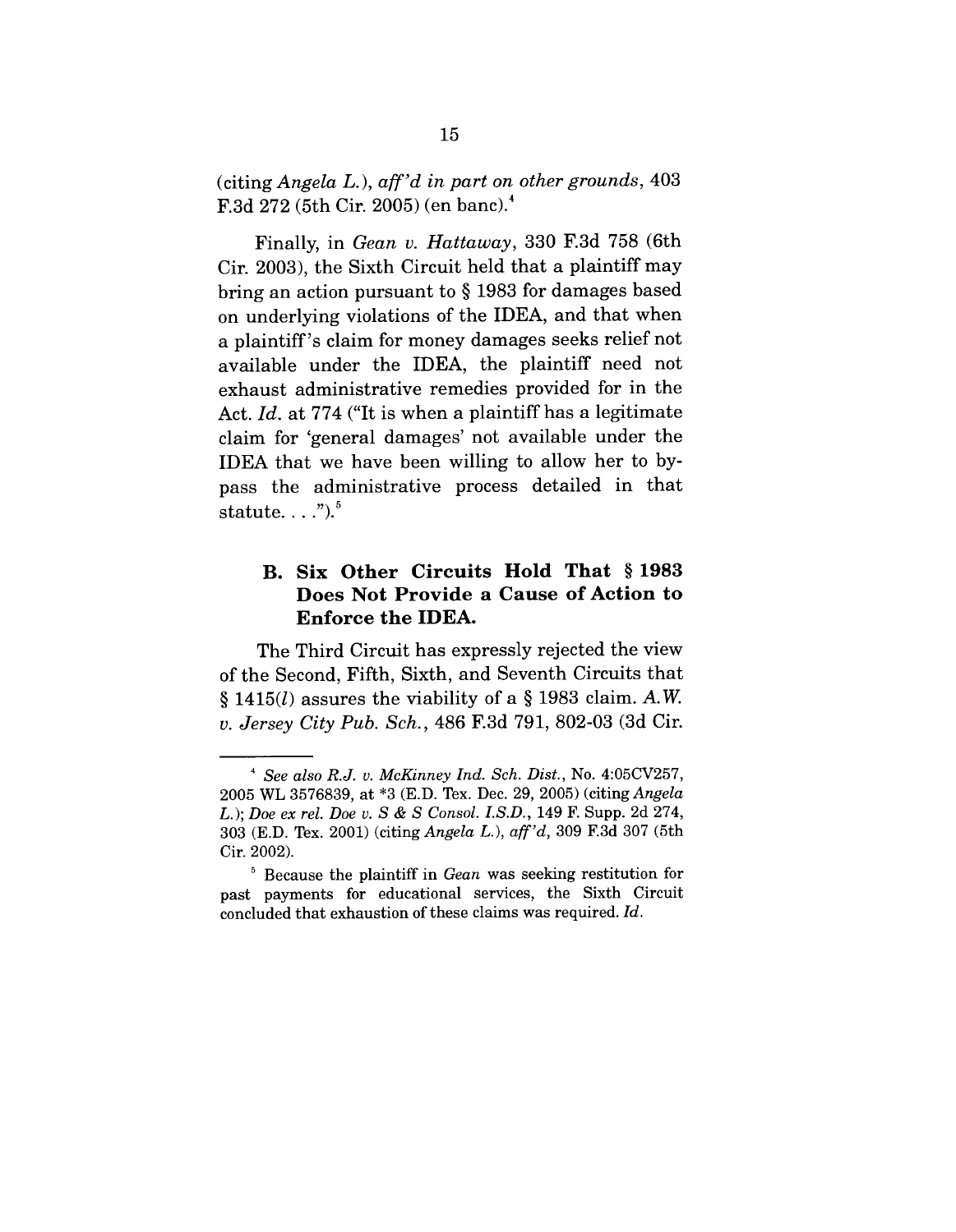(citing *Angela L.*), *aff'd in part on other grounds*, 403 F.3d 272 (5th Cir. 2005) (en banc).[4]

Finally, in *Gean v. Hattaway*, 330 F.3d 758 (6th Cir. 2003), the Sixth Circuit held that a plaintiff may bring an action pursuant to § 1983 for damages based on underlying violations of the IDEA, and that when a plaintiff's claim for money damages seeks relief not available under the IDEA, the plaintiff need not exhaust administrative remedies provided for in the Act. *Id.* at 774 ("It is when a plaintiff has a legitimate claim for 'general damages' not available under the IDEA that we have been willing to allow her to bypass the administrative process detailed in that statute. . . .").[5]

### B. Six Other Circuits Hold That § 1983 Does Not Provide a Cause of Action to Enforce the IDEA.

The Third Circuit has expressly rejected the view of the Second, Fifth, Sixth, and Seventh Circuits that § 1415(*l*) assures the viability of a § 1983 claim. *A.W. v. Jersey City Pub. Sch.*, 486 F.3d 791, 802-03 (3d Cir.

---

[4] *See also R.J. v. McKinney Ind. Sch. Dist.*, No. 4:05CV257, 2005 WL 3576839, at *3 (E.D. Tex. Dec. 29, 2005) (citing *Angela L.*); *Doe ex rel. Doe v. S & S Consol. I.S.D.*, 149 F. Supp. 2d 274, 303 (E.D. Tex. 2001) (citing *Angela L.*), *aff'd*, 309 F.3d 307 (5th Cir. 2002).

[5] Because the plaintiff in *Gean* was seeking restitution for past payments for educational services, the Sixth Circuit concluded that exhaustion of these claims was required. *Id.*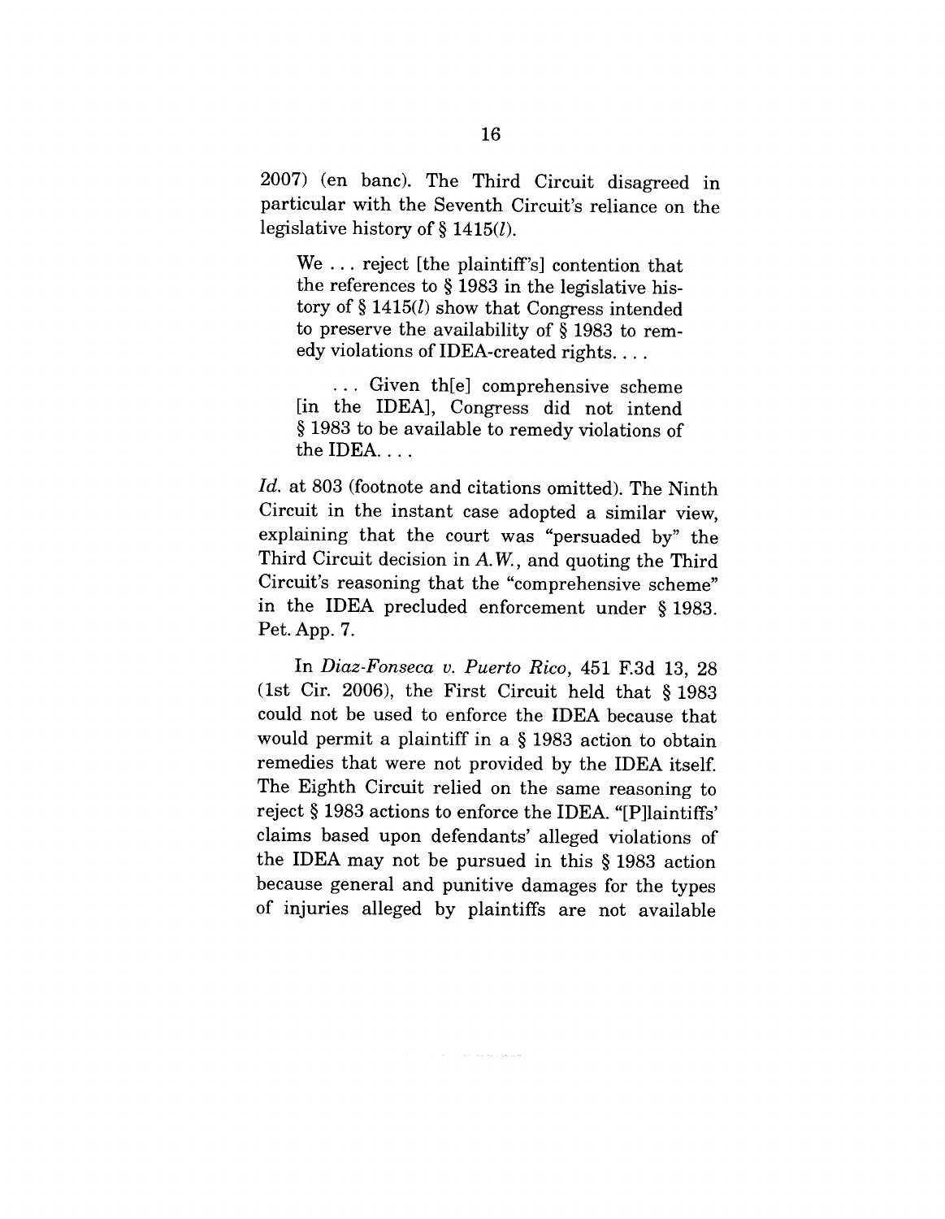2007) (en banc). The Third Circuit disagreed in particular with the Seventh Circuit's reliance on the legislative history of § 1415(*l*).

> We . . . reject [the plaintiff's] contention that the references to § 1983 in the legislative history of § 1415(*l*) show that Congress intended to preserve the availability of § 1983 to remedy violations of IDEA-created rights. . . .
>
> . . . Given th[e] comprehensive scheme [in the IDEA], Congress did not intend § 1983 to be available to remedy violations of the IDEA. . . .

*Id.* at 803 (footnote and citations omitted). The Ninth Circuit in the instant case adopted a similar view, explaining that the court was "persuaded by" the Third Circuit decision in *A.W.*, and quoting the Third Circuit's reasoning that the "comprehensive scheme" in the IDEA precluded enforcement under § 1983. Pet. App. 7.

In *Diaz-Fonseca v. Puerto Rico*, 451 F.3d 13, 28 (1st Cir. 2006), the First Circuit held that § 1983 could not be used to enforce the IDEA because that would permit a plaintiff in a § 1983 action to obtain remedies that were not provided by the IDEA itself. The Eighth Circuit relied on the same reasoning to reject § 1983 actions to enforce the IDEA. "[P]laintiffs' claims based upon defendants' alleged violations of the IDEA may not be pursued in this § 1983 action because general and punitive damages for the types of injuries alleged by plaintiffs are not available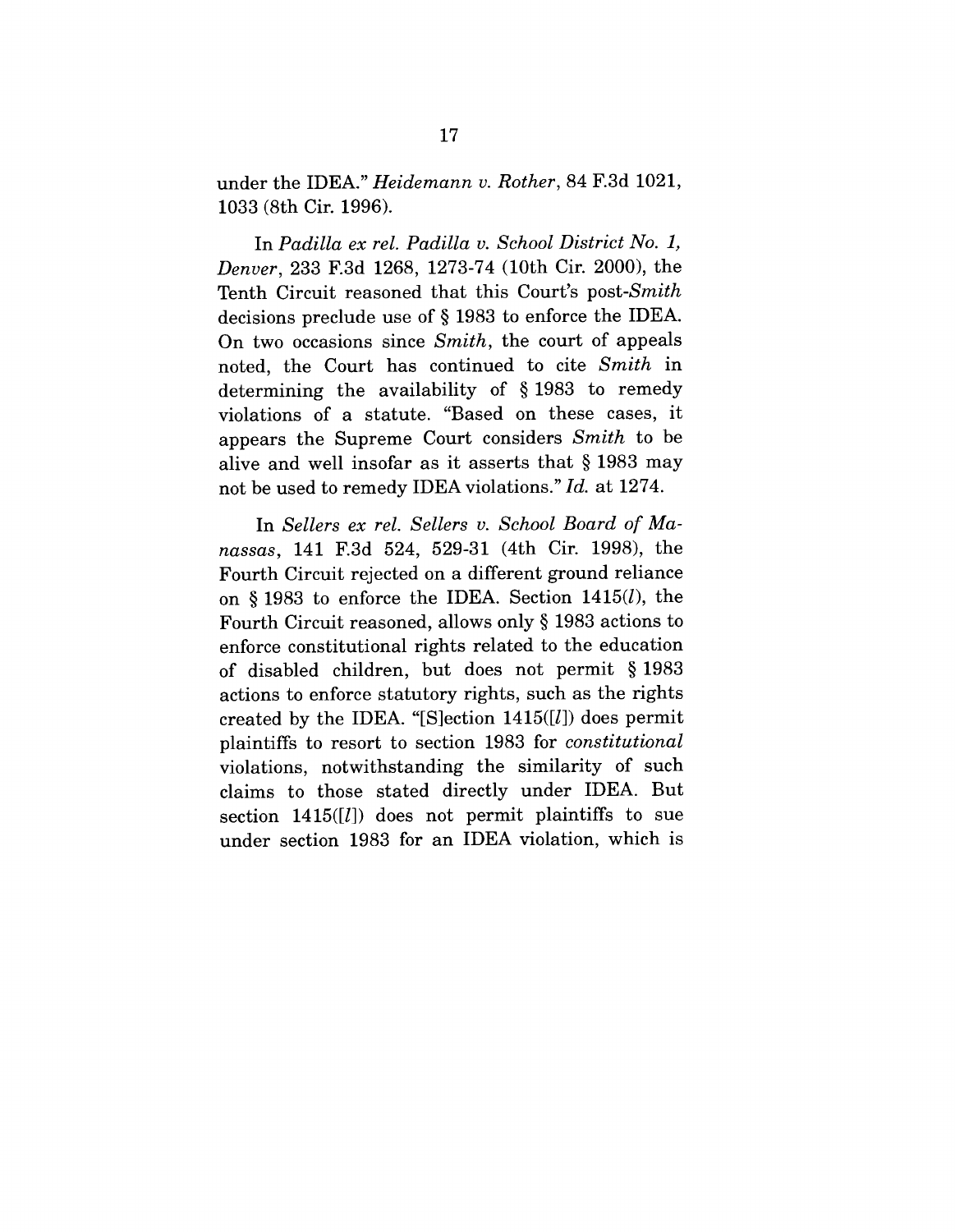under the IDEA." *Heidemann v. Rother*, 84 F.3d 1021, 1033 (8th Cir. 1996).

In *Padilla ex rel. Padilla v. School District No. 1, Denver*, 233 F.3d 1268, 1273-74 (10th Cir. 2000), the Tenth Circuit reasoned that this Court's post-*Smith* decisions preclude use of § 1983 to enforce the IDEA. On two occasions since *Smith*, the court of appeals noted, the Court has continued to cite *Smith* in determining the availability of § 1983 to remedy violations of a statute. "Based on these cases, it appears the Supreme Court considers *Smith* to be alive and well insofar as it asserts that § 1983 may not be used to remedy IDEA violations." *Id.* at 1274.

In *Sellers ex rel. Sellers v. School Board of Manassas*, 141 F.3d 524, 529-31 (4th Cir. 1998), the Fourth Circuit rejected on a different ground reliance on § 1983 to enforce the IDEA. Section 1415(*l*), the Fourth Circuit reasoned, allows only § 1983 actions to enforce constitutional rights related to the education of disabled children, but does not permit § 1983 actions to enforce statutory rights, such as the rights created by the IDEA. "[S]ection 1415([*l*]) does permit plaintiffs to resort to section 1983 for *constitutional* violations, notwithstanding the similarity of such claims to those stated directly under IDEA. But section 1415([*l*]) does not permit plaintiffs to sue under section 1983 for an IDEA violation, which is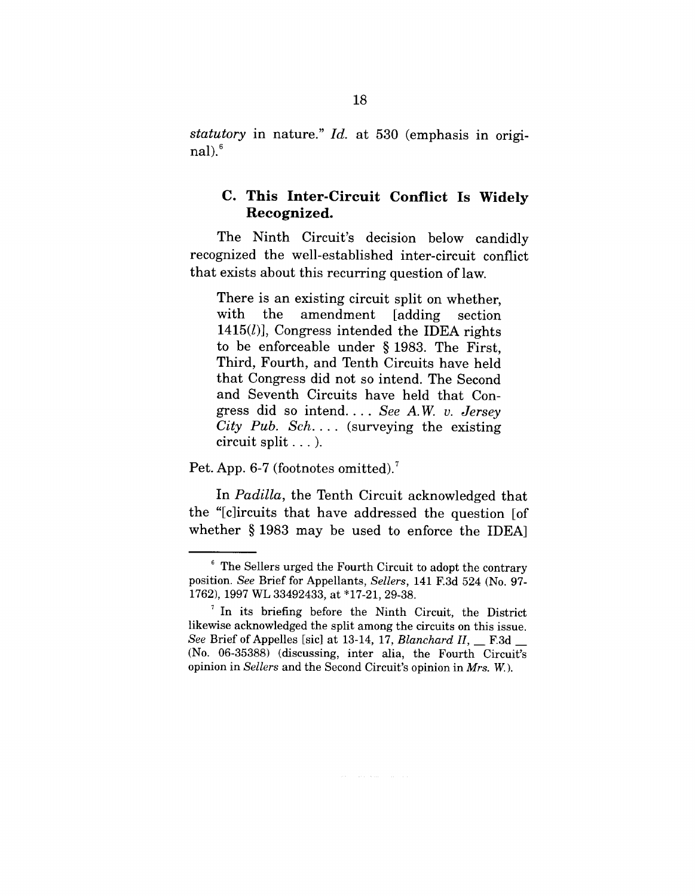*statutory* in nature." *Id.* at 530 (emphasis in original).[6]

### C. This Inter-Circuit Conflict Is Widely Recognized.

The Ninth Circuit's decision below candidly recognized the well-established inter-circuit conflict that exists about this recurring question of law.

> There is an existing circuit split on whether, with the amendment [adding section 1415(*l*)], Congress intended the IDEA rights to be enforceable under § 1983. The First, Third, Fourth, and Tenth Circuits have held that Congress did not so intend. The Second and Seventh Circuits have held that Congress did so intend. . . . *See A.W. v. Jersey City Pub. Sch.* . . . (surveying the existing circuit split . . . ).

Pet. App. 6-7 (footnotes omitted).[7]

In *Padilla*, the Tenth Circuit acknowledged that the "[c]ircuits that have addressed the question [of whether § 1983 may be used to enforce the IDEA]

---

[6] The Sellers urged the Fourth Circuit to adopt the contrary position. *See* Brief for Appellants, *Sellers*, 141 F.3d 524 (No. 97-1762), 1997 WL 33492433, at *17-21, 29-38.

[7] In its briefing before the Ninth Circuit, the District likewise acknowledged the split among the circuits on this issue. *See* Brief of Appelles [sic] at 13-14, 17, *Blanchard II*, __ F.3d __ (No. 06-35388) (discussing, inter alia, the Fourth Circuit's opinion in *Sellers* and the Second Circuit's opinion in *Mrs. W.*).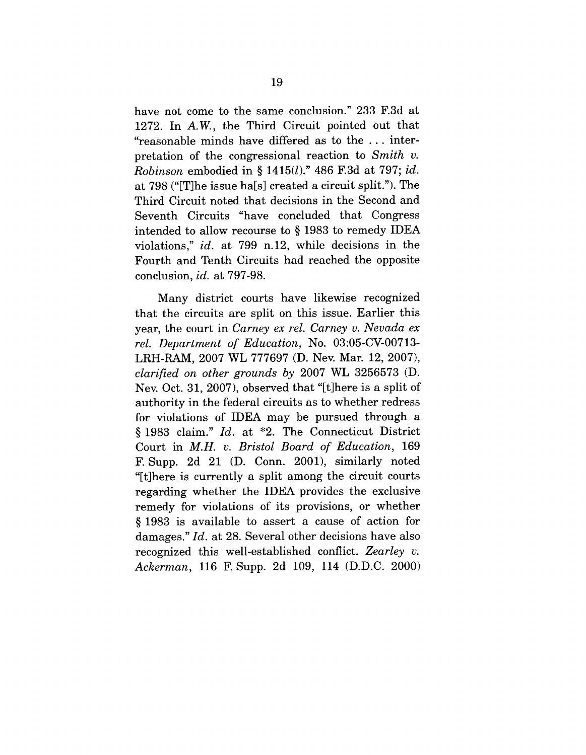have not come to the same conclusion." 233 F.3d at 1272. In *A.W.*, the Third Circuit pointed out that "reasonable minds have differed as to the . . . interpretation of the congressional reaction to *Smith v. Robinson* embodied in § 1415(*l*)." 486 F.3d at 797; *id.* at 798 ("[T]he issue ha[s] created a circuit split."). The Third Circuit noted that decisions in the Second and Seventh Circuits "have concluded that Congress intended to allow recourse to § 1983 to remedy IDEA violations," *id.* at 799 n.12, while decisions in the Fourth and Tenth Circuits had reached the opposite conclusion, *id.* at 797-98.

Many district courts have likewise recognized that the circuits are split on this issue. Earlier this year, the court in *Carney ex rel. Carney v. Nevada ex rel. Department of Education*, No. 03:05-CV-00713-LRH-RAM, 2007 WL 777697 (D. Nev. Mar. 12, 2007), *clarified on other grounds by* 2007 WL 3256573 (D. Nev. Oct. 31, 2007), observed that "[t]here is a split of authority in the federal circuits as to whether redress for violations of IDEA may be pursued through a § 1983 claim." *Id.* at *2. The Connecticut District Court in *M.H. v. Bristol Board of Education*, 169 F. Supp. 2d 21 (D. Conn. 2001), similarly noted "[t]here is currently a split among the circuit courts regarding whether the IDEA provides the exclusive remedy for violations of its provisions, or whether § 1983 is available to assert a cause of action for damages." *Id.* at 28. Several other decisions have also recognized this well-established conflict. *Zearley v. Ackerman*, 116 F. Supp. 2d 109, 114 (D.D.C. 2000)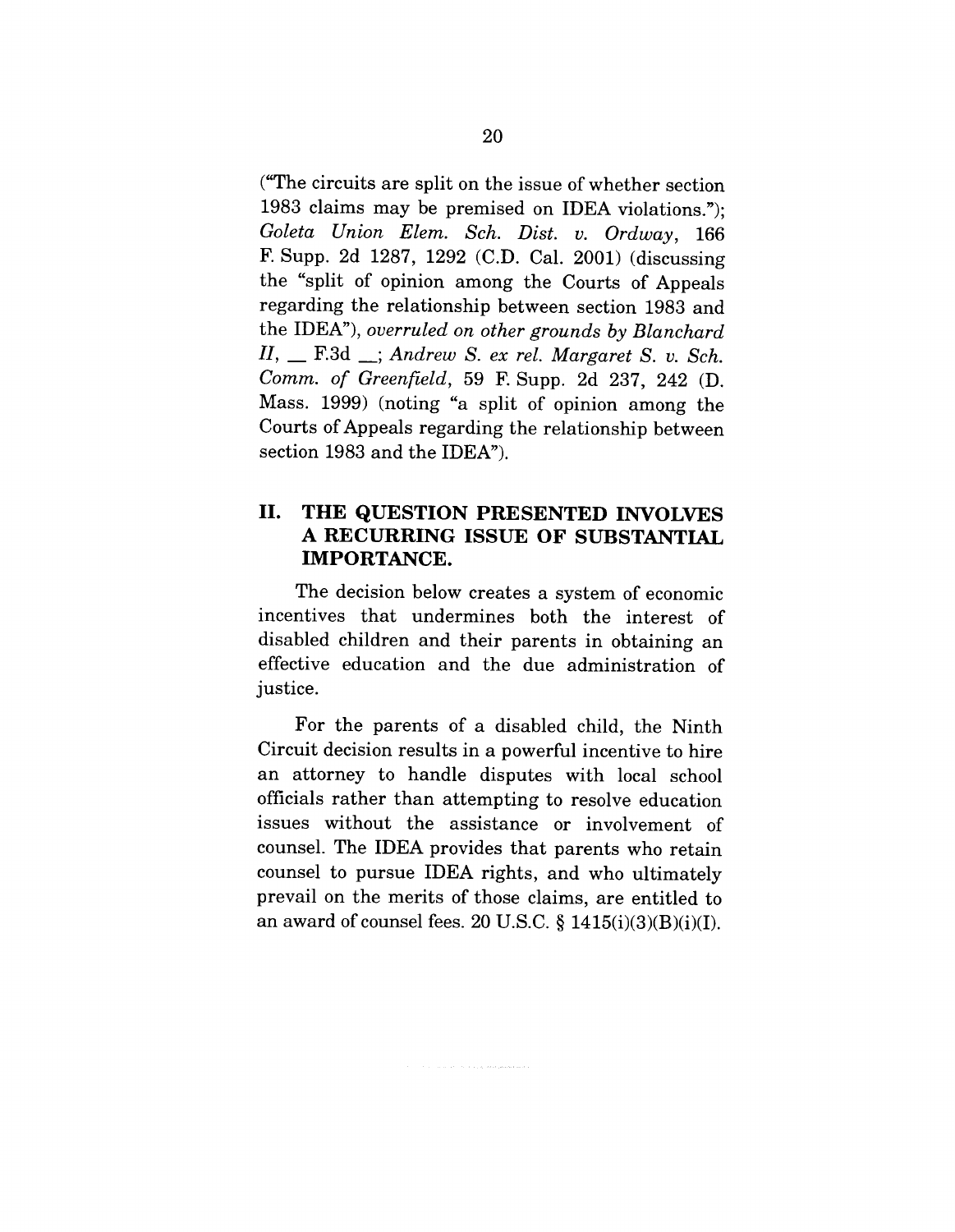("The circuits are split on the issue of whether section 1983 claims may be premised on IDEA violations."); *Goleta Union Elem. Sch. Dist. v. Ordway*, 166 F. Supp. 2d 1287, 1292 (C.D. Cal. 2001) (discussing the "split of opinion among the Courts of Appeals regarding the relationship between section 1983 and the IDEA"), *overruled on other grounds by Blanchard II*, __ F.3d __; *Andrew S. ex rel. Margaret S. v. Sch. Comm. of Greenfield*, 59 F. Supp. 2d 237, 242 (D. Mass. 1999) (noting "a split of opinion among the Courts of Appeals regarding the relationship between section 1983 and the IDEA").

## II. THE QUESTION PRESENTED INVOLVES A RECURRING ISSUE OF SUBSTANTIAL IMPORTANCE.

The decision below creates a system of economic incentives that undermines both the interest of disabled children and their parents in obtaining an effective education and the due administration of justice.

For the parents of a disabled child, the Ninth Circuit decision results in a powerful incentive to hire an attorney to handle disputes with local school officials rather than attempting to resolve education issues without the assistance or involvement of counsel. The IDEA provides that parents who retain counsel to pursue IDEA rights, and who ultimately prevail on the merits of those claims, are entitled to an award of counsel fees. 20 U.S.C. § 1415(i)(3)(B)(i)(I).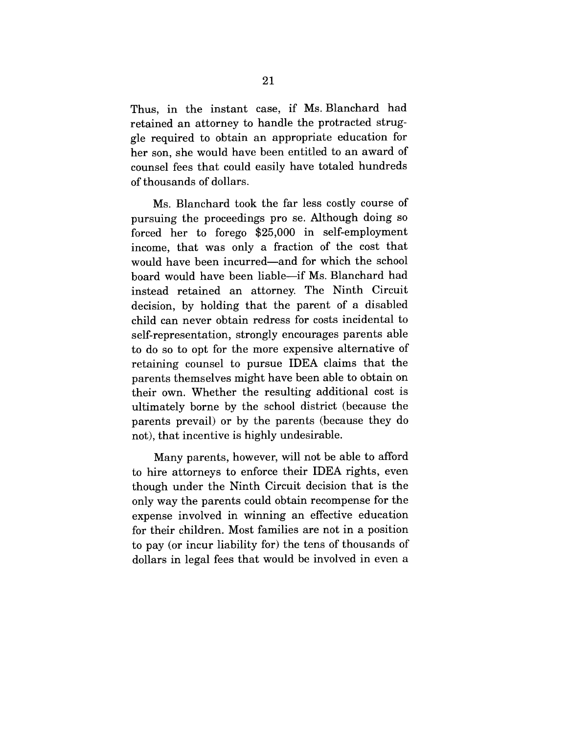Thus, in the instant case, if Ms. Blanchard had retained an attorney to handle the protracted struggle required to obtain an appropriate education for her son, she would have been entitled to an award of counsel fees that could easily have totaled hundreds of thousands of dollars.

Ms. Blanchard took the far less costly course of pursuing the proceedings pro se. Although doing so forced her to forego $25,000 in self-employment income, that was only a fraction of the cost that would have been incurred—and for which the school board would have been liable—if Ms. Blanchard had instead retained an attorney. The Ninth Circuit decision, by holding that the parent of a disabled child can never obtain redress for costs incidental to self-representation, strongly encourages parents able to do so to opt for the more expensive alternative of retaining counsel to pursue IDEA claims that the parents themselves might have been able to obtain on their own. Whether the resulting additional cost is ultimately borne by the school district (because the parents prevail) or by the parents (because they do not), that incentive is highly undesirable.

Many parents, however, will not be able to afford to hire attorneys to enforce their IDEA rights, even though under the Ninth Circuit decision that is the only way the parents could obtain recompense for the expense involved in winning an effective education for their children. Most families are not in a position to pay (or incur liability for) the tens of thousands of dollars in legal fees that would be involved in even a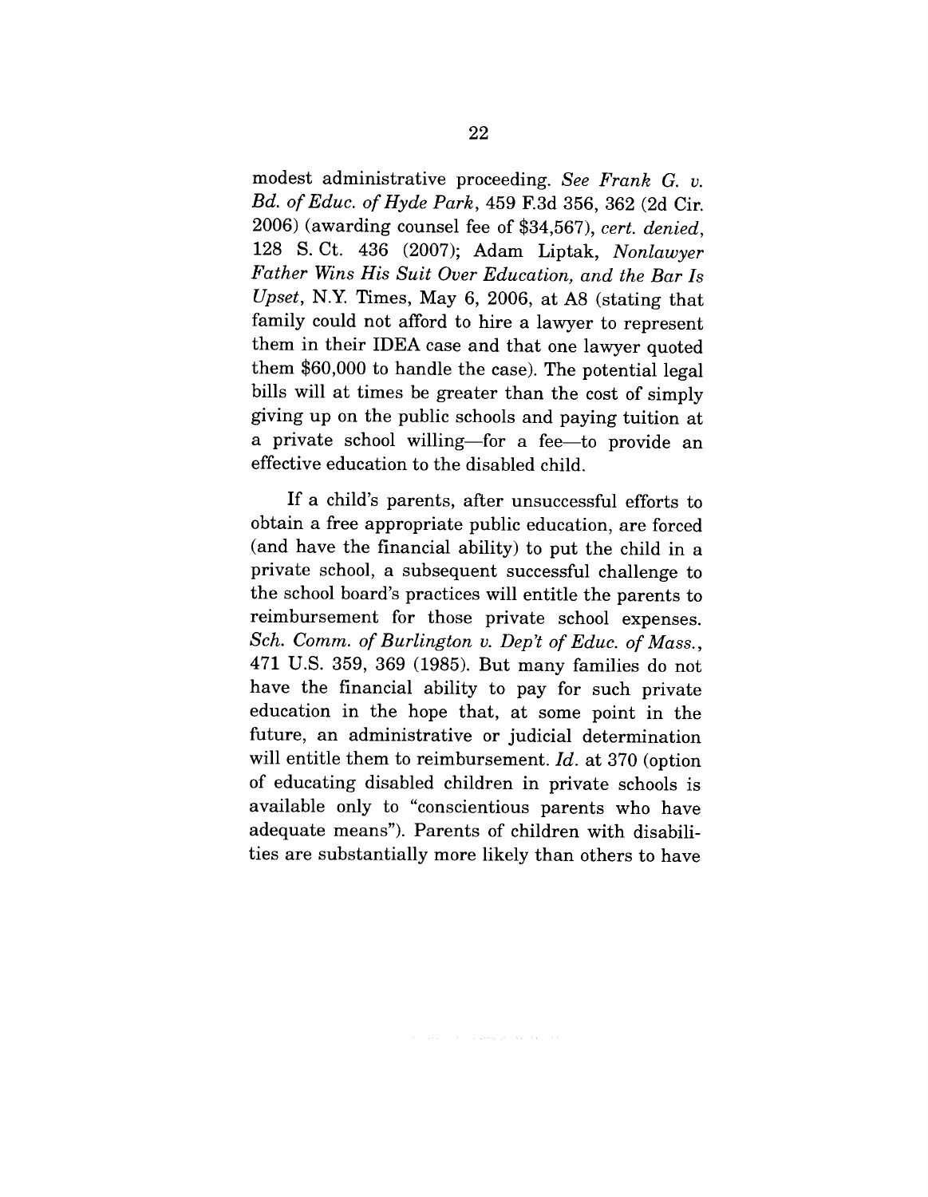modest administrative proceeding. *See Frank G. v. Bd. of Educ. of Hyde Park*, 459 F.3d 356, 362 (2d Cir. 2006) (awarding counsel fee of $34,567), *cert. denied*, 128 S. Ct. 436 (2007); Adam Liptak, *Nonlawyer Father Wins His Suit Over Education, and the Bar Is Upset*, N.Y. Times, May 6, 2006, at A8 (stating that family could not afford to hire a lawyer to represent them in their IDEA case and that one lawyer quoted them $60,000 to handle the case). The potential legal bills will at times be greater than the cost of simply giving up on the public schools and paying tuition at a private school willing—for a fee—to provide an effective education to the disabled child.

If a child's parents, after unsuccessful efforts to obtain a free appropriate public education, are forced (and have the financial ability) to put the child in a private school, a subsequent successful challenge to the school board's practices will entitle the parents to reimbursement for those private school expenses. *Sch. Comm. of Burlington v. Dep't of Educ. of Mass.*, 471 U.S. 359, 369 (1985). But many families do not have the financial ability to pay for such private education in the hope that, at some point in the future, an administrative or judicial determination will entitle them to reimbursement. *Id.* at 370 (option of educating disabled children in private schools is available only to "conscientious parents who have adequate means"). Parents of children with disabilities are substantially more likely than others to have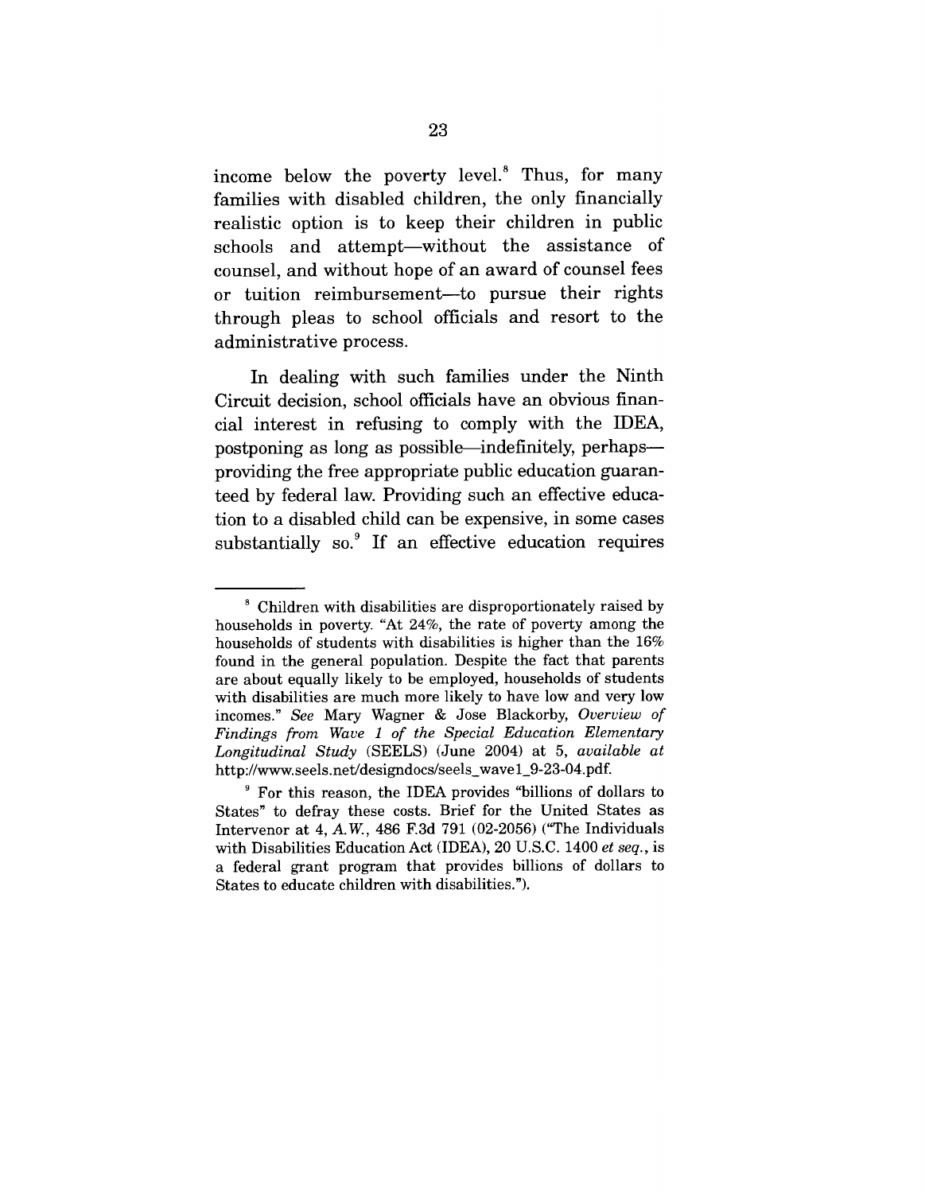income below the poverty level.[8] Thus, for many families with disabled children, the only financially realistic option is to keep their children in public schools and attempt—without the assistance of counsel, and without hope of an award of counsel fees or tuition reimbursement—to pursue their rights through pleas to school officials and resort to the administrative process.

In dealing with such families under the Ninth Circuit decision, school officials have an obvious financial interest in refusing to comply with the IDEA, postponing as long as possible—indefinitely, perhaps—providing the free appropriate public education guaranteed by federal law. Providing such an effective education to a disabled child can be expensive, in some cases substantially so.[9] If an effective education requires

---

[8] Children with disabilities are disproportionately raised by households in poverty. "At 24%, the rate of poverty among the households of students with disabilities is higher than the 16% found in the general population. Despite the fact that parents are about equally likely to be employed, households of students with disabilities are much more likely to have low and very low incomes." *See* Mary Wagner & Jose Blackorby, *Overview of Findings from Wave 1 of the Special Education Elementary Longitudinal Study* (SEELS) (June 2004) at 5, *available at* http://www.seels.net/designdocs/seels_wave1_9-23-04.pdf.

[9] For this reason, the IDEA provides "billions of dollars to States" to defray these costs. Brief for the United States as Intervenor at 4, *A.W.*, 486 F.3d 791 (02-2056) ("The Individuals with Disabilities Education Act (IDEA), 20 U.S.C. 1400 *et seq.*, is a federal grant program that provides billions of dollars to States to educate children with disabilities.").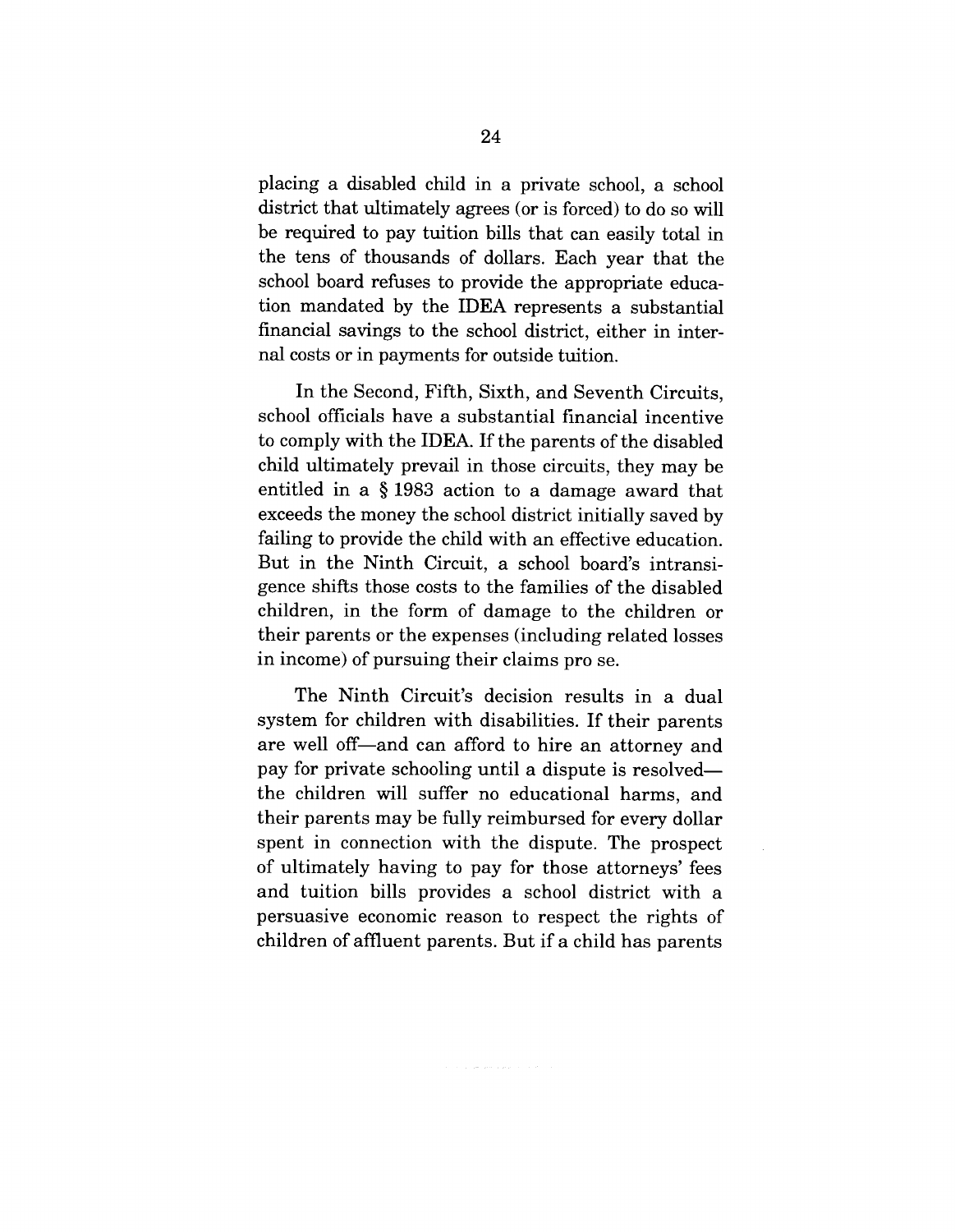placing a disabled child in a private school, a school district that ultimately agrees (or is forced) to do so will be required to pay tuition bills that can easily total in the tens of thousands of dollars. Each year that the school board refuses to provide the appropriate education mandated by the IDEA represents a substantial financial savings to the school district, either in internal costs or in payments for outside tuition.

In the Second, Fifth, Sixth, and Seventh Circuits, school officials have a substantial financial incentive to comply with the IDEA. If the parents of the disabled child ultimately prevail in those circuits, they may be entitled in a § 1983 action to a damage award that exceeds the money the school district initially saved by failing to provide the child with an effective education. But in the Ninth Circuit, a school board's intransigence shifts those costs to the families of the disabled children, in the form of damage to the children or their parents or the expenses (including related losses in income) of pursuing their claims pro se.

The Ninth Circuit's decision results in a dual system for children with disabilities. If their parents are well off—and can afford to hire an attorney and pay for private schooling until a dispute is resolved—the children will suffer no educational harms, and their parents may be fully reimbursed for every dollar spent in connection with the dispute. The prospect of ultimately having to pay for those attorneys' fees and tuition bills provides a school district with a persuasive economic reason to respect the rights of children of affluent parents. But if a child has parents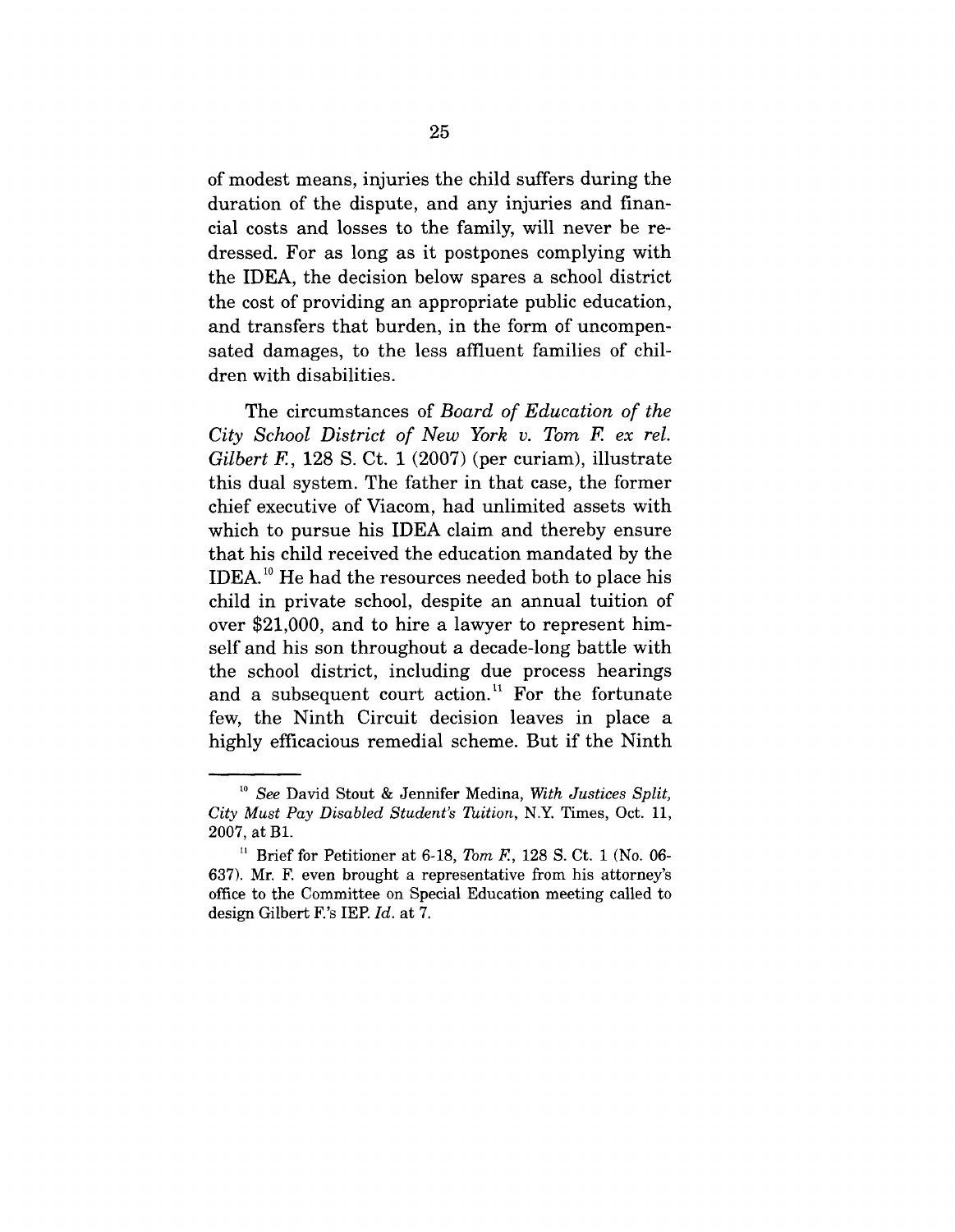of modest means, injuries the child suffers during the duration of the dispute, and any injuries and financial costs and losses to the family, will never be redressed. For as long as it postpones complying with the IDEA, the decision below spares a school district the cost of providing an appropriate public education, and transfers that burden, in the form of uncompensated damages, to the less affluent families of children with disabilities.

The circumstances of *Board of Education of the City School District of New York v. Tom F. ex rel. Gilbert F.*, 128 S. Ct. 1 (2007) (per curiam), illustrate this dual system. The father in that case, the former chief executive of Viacom, had unlimited assets with which to pursue his IDEA claim and thereby ensure that his child received the education mandated by the IDEA.[10] He had the resources needed both to place his child in private school, despite an annual tuition of over $21,000, and to hire a lawyer to represent himself and his son throughout a decade-long battle with the school district, including due process hearings and a subsequent court action.[11] For the fortunate few, the Ninth Circuit decision leaves in place a highly efficacious remedial scheme. But if the Ninth

---

[10] *See* David Stout & Jennifer Medina, *With Justices Split, City Must Pay Disabled Student's Tuition*, N.Y. Times, Oct. 11, 2007, at B1.

[11] Brief for Petitioner at 6-18, *Tom F.*, 128 S. Ct. 1 (No. 06-637). Mr. F. even brought a representative from his attorney's office to the Committee on Special Education meeting called to design Gilbert F.'s IEP. *Id.* at 7.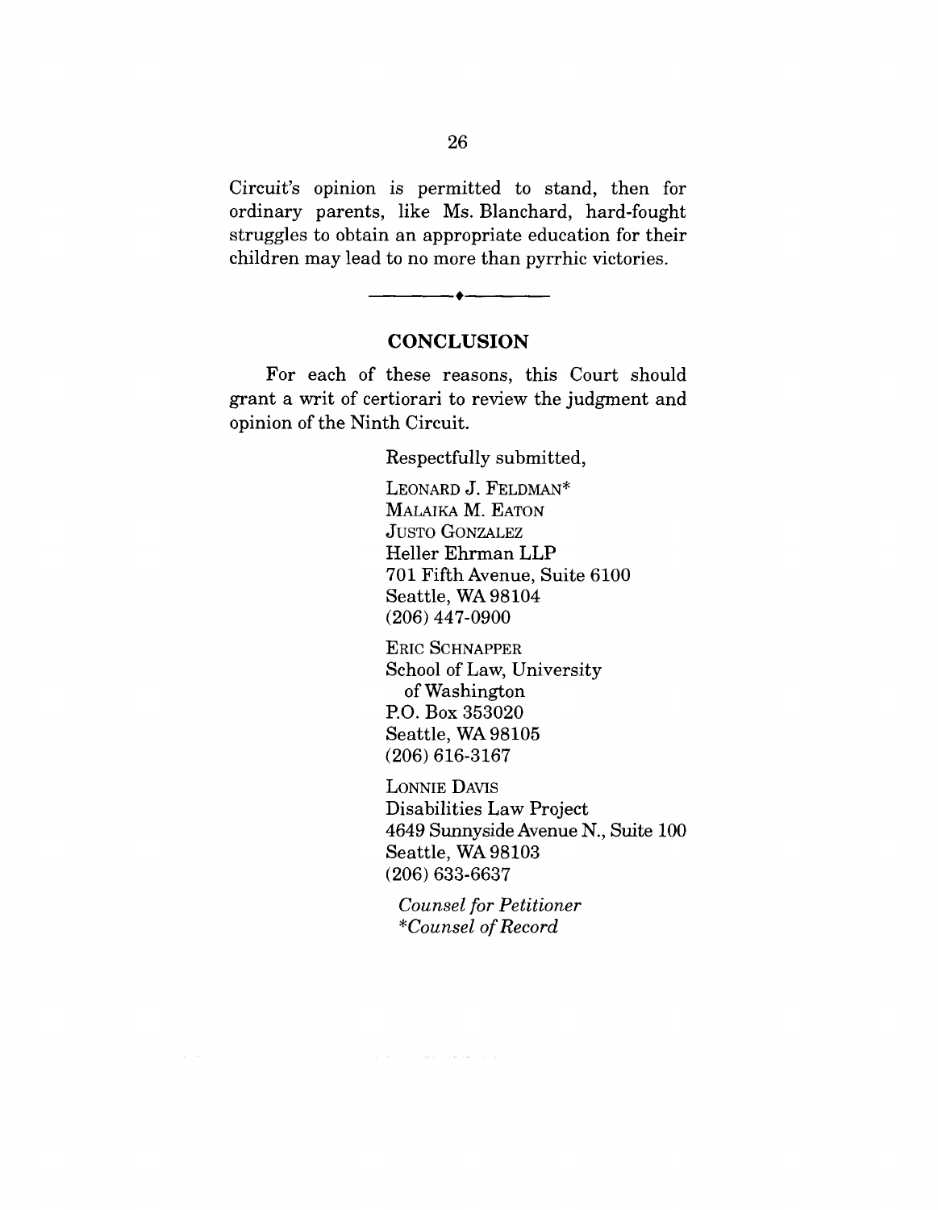Circuit's opinion is permitted to stand, then for ordinary parents, like Ms. Blanchard, hard-fought struggles to obtain an appropriate education for their children may lead to no more than pyrrhic victories.

## CONCLUSION

For each of these reasons, this Court should grant a writ of certiorari to review the judgment and opinion of the Ninth Circuit.

Respectfully submitted,

LEONARD J. FELDMAN*
MALAIKA M. EATON
JUSTO GONZALEZ
Heller Ehrman LLP
701 Fifth Avenue, Suite 6100
Seattle, WA 98104
(206) 447-0900

ERIC SCHNAPPER
School of Law, University of Washington
P.O. Box 353020
Seattle, WA 98105
(206) 616-3167

LONNIE DAVIS
Disabilities Law Project
4649 Sunnyside Avenue N., Suite 100
Seattle, WA 98103
(206) 633-6637

*Counsel for Petitioner*
*\*Counsel of Record*